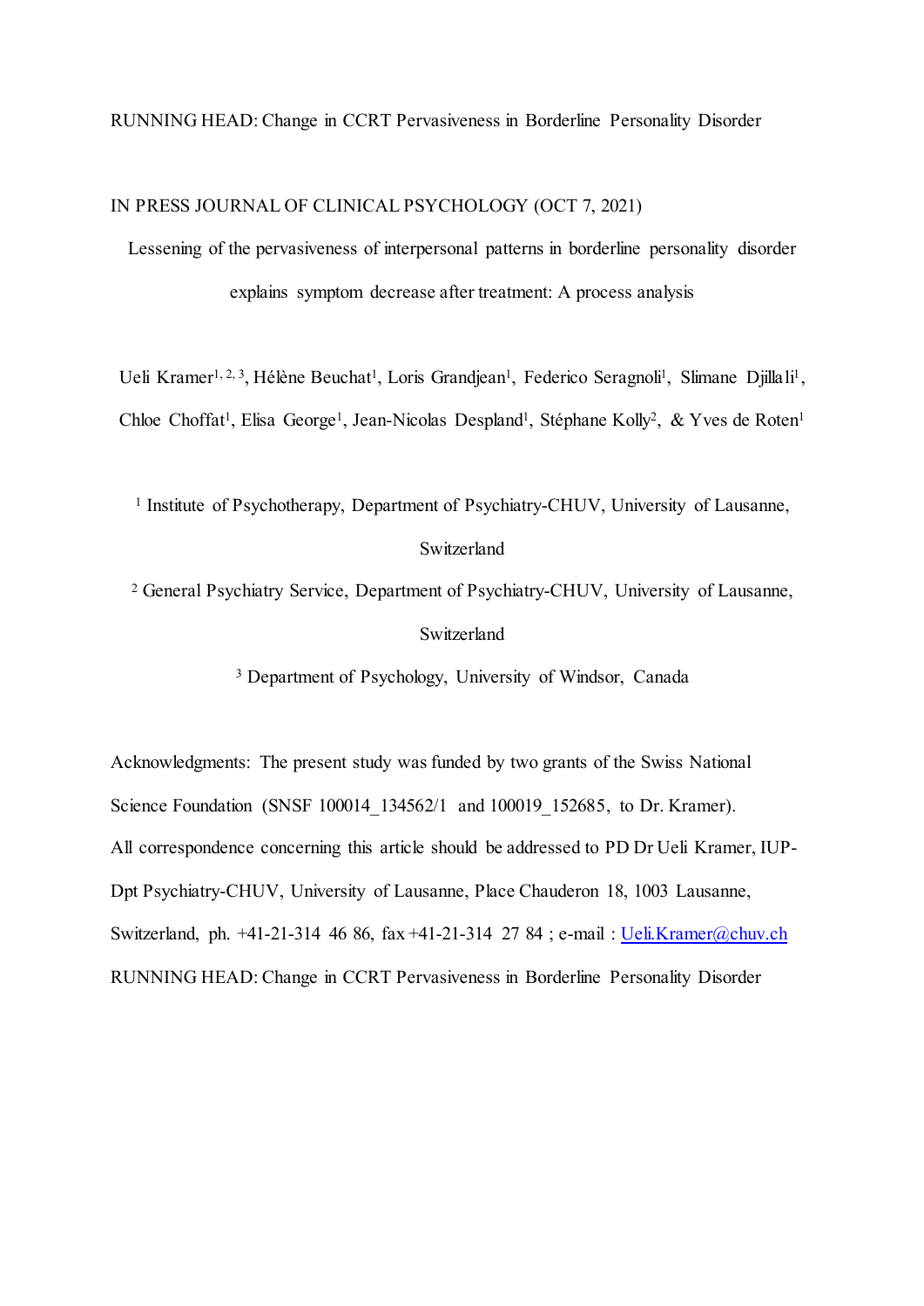IN PRESS JOURNAL OF CLINICAL PSYCHOLOGY (OCT 7, 2021)

# Lessening of the pervasiveness of interpersonal patterns in borderline personality disorder explains symptom decrease after treatment: A process analysis

Ueli Kramer[1, 2, 3], Hélène Beuchat[1], Loris Grandjean[1], Federico Seragnoli[1], Slimane Djillali[1], Chloe Choffat[1], Elisa George[1], Jean-Nicolas Despland[1], Stéphane Kolly[2], & Yves de Roten[1]

[1] Institute of Psychotherapy, Department of Psychiatry-CHUV, University of Lausanne, Switzerland

[2] General Psychiatry Service, Department of Psychiatry-CHUV, University of Lausanne, Switzerland

[3] Department of Psychology, University of Windsor, Canada

Acknowledgments: The present study was funded by two grants of the Swiss National Science Foundation (SNSF 100014_134562/1 and 100019_152685, to Dr. Kramer).

All correspondence concerning this article should be addressed to PD Dr Ueli Kramer, IUP-Dpt Psychiatry-CHUV, University of Lausanne, Place Chauderon 18, 1003 Lausanne, Switzerland, ph. +41-21-314 46 86, fax +41-21-314 27 84 ; e-mail : Ueli.Kramer@chuv.ch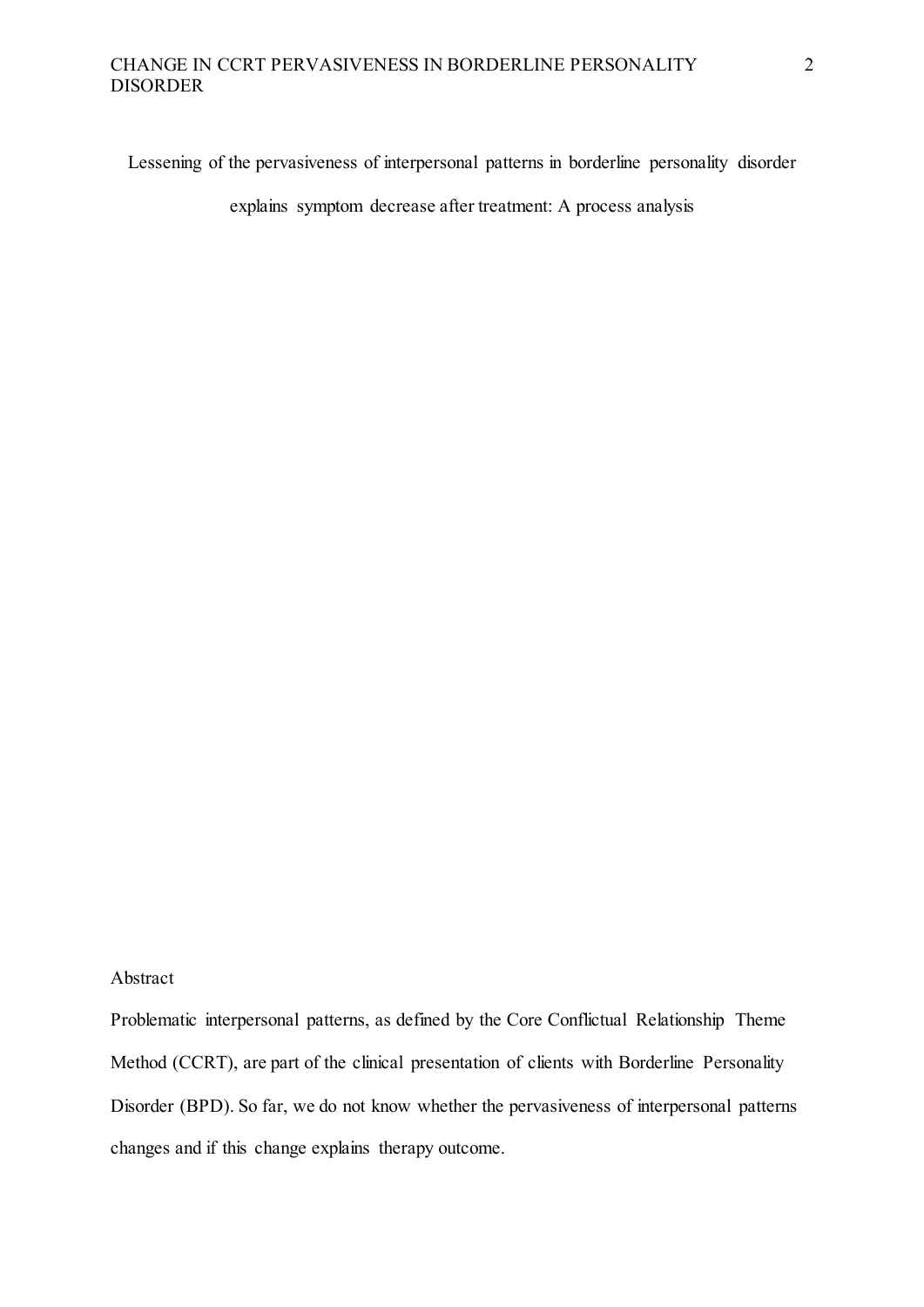# Lessening of the pervasiveness of interpersonal patterns in borderline personality disorder explains symptom decrease after treatment: A process analysis

## Abstract

Problematic interpersonal patterns, as defined by the Core Conflictual Relationship Theme Method (CCRT), are part of the clinical presentation of clients with Borderline Personality Disorder (BPD). So far, we do not know whether the pervasiveness of interpersonal patterns changes and if this change explains therapy outcome.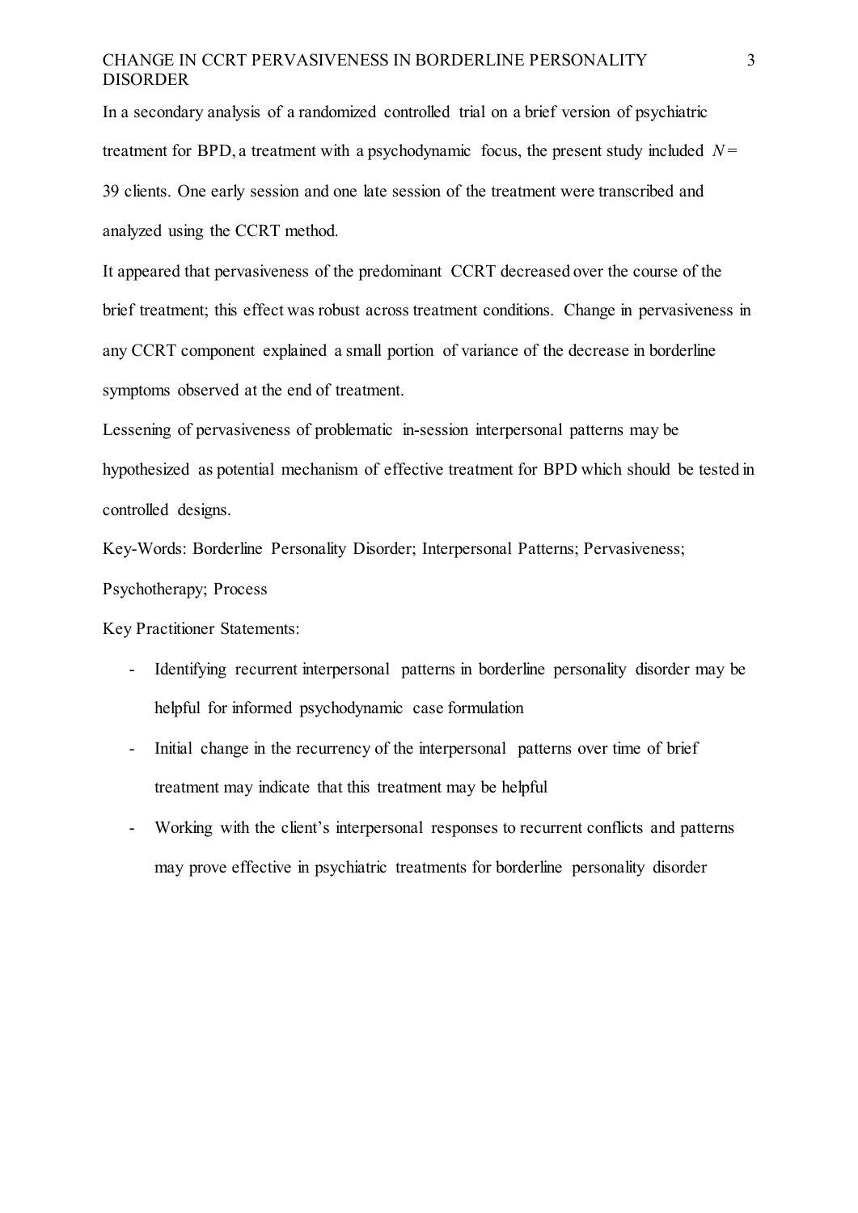In a secondary analysis of a randomized controlled trial on a brief version of psychiatric treatment for BPD, a treatment with a psychodynamic focus, the present study included *N* = 39 clients. One early session and one late session of the treatment were transcribed and analyzed using the CCRT method.

It appeared that pervasiveness of the predominant CCRT decreased over the course of the brief treatment; this effect was robust across treatment conditions. Change in pervasiveness in any CCRT component explained a small portion of variance of the decrease in borderline symptoms observed at the end of treatment.

Lessening of pervasiveness of problematic in-session interpersonal patterns may be hypothesized as potential mechanism of effective treatment for BPD which should be tested in controlled designs.

Key-Words: Borderline Personality Disorder; Interpersonal Patterns; Pervasiveness; Psychotherapy; Process

Key Practitioner Statements:

- Identifying recurrent interpersonal patterns in borderline personality disorder may be helpful for informed psychodynamic case formulation
- Initial change in the recurrency of the interpersonal patterns over time of brief treatment may indicate that this treatment may be helpful
- Working with the client's interpersonal responses to recurrent conflicts and patterns may prove effective in psychiatric treatments for borderline personality disorder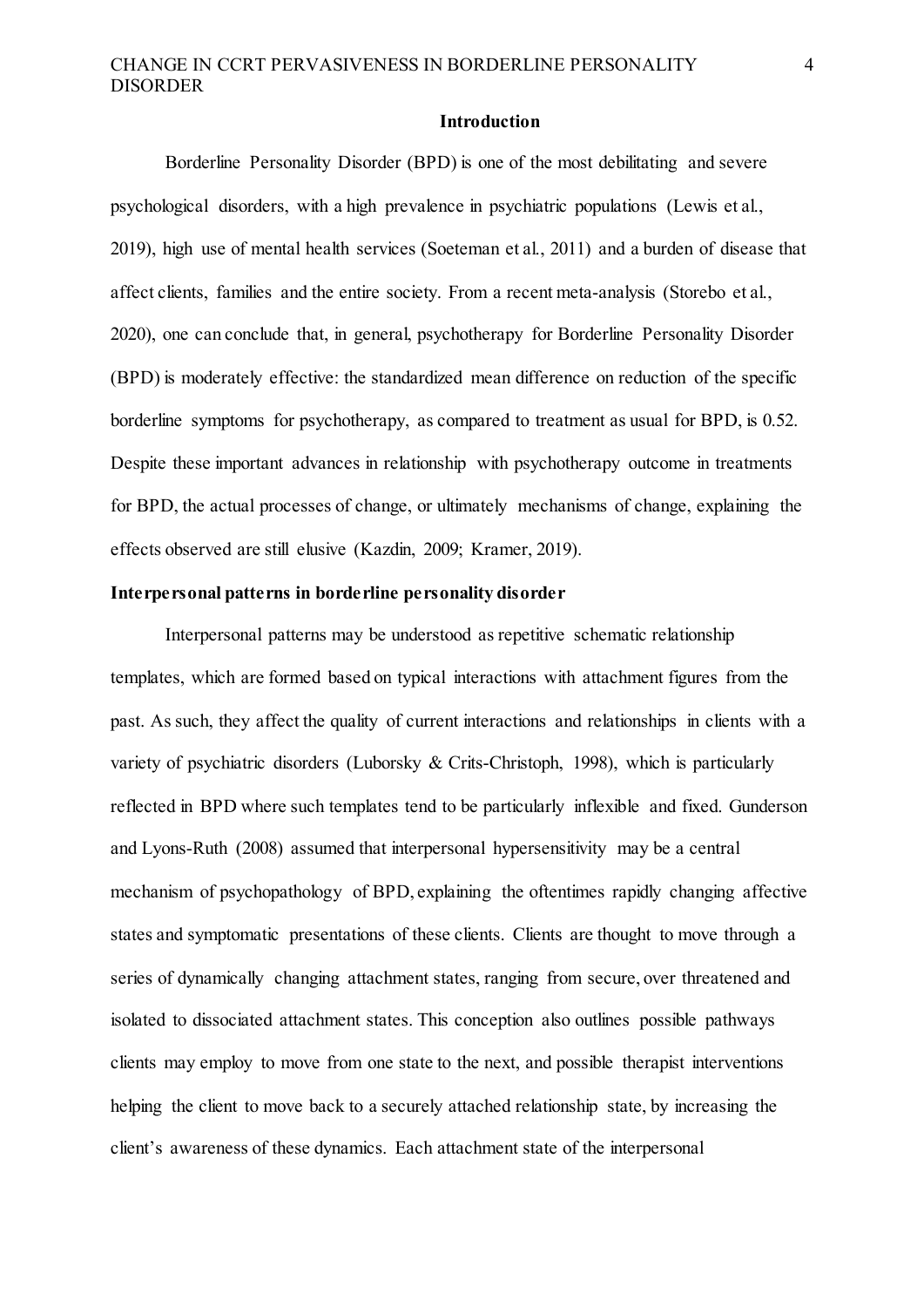# Introduction

Borderline Personality Disorder (BPD) is one of the most debilitating and severe psychological disorders, with a high prevalence in psychiatric populations (Lewis et al., 2019), high use of mental health services (Soeteman et al., 2011) and a burden of disease that affect clients, families and the entire society. From a recent meta-analysis (Storebo et al., 2020), one can conclude that, in general, psychotherapy for Borderline Personality Disorder (BPD) is moderately effective: the standardized mean difference on reduction of the specific borderline symptoms for psychotherapy, as compared to treatment as usual for BPD, is 0.52. Despite these important advances in relationship with psychotherapy outcome in treatments for BPD, the actual processes of change, or ultimately mechanisms of change, explaining the effects observed are still elusive (Kazdin, 2009; Kramer, 2019).

## Interpersonal patterns in borderline personality disorder

Interpersonal patterns may be understood as repetitive schematic relationship templates, which are formed based on typical interactions with attachment figures from the past. As such, they affect the quality of current interactions and relationships in clients with a variety of psychiatric disorders (Luborsky & Crits-Christoph, 1998), which is particularly reflected in BPD where such templates tend to be particularly inflexible and fixed. Gunderson and Lyons-Ruth (2008) assumed that interpersonal hypersensitivity may be a central mechanism of psychopathology of BPD, explaining the oftentimes rapidly changing affective states and symptomatic presentations of these clients. Clients are thought to move through a series of dynamically changing attachment states, ranging from secure, over threatened and isolated to dissociated attachment states. This conception also outlines possible pathways clients may employ to move from one state to the next, and possible therapist interventions helping the client to move back to a securely attached relationship state, by increasing the client's awareness of these dynamics. Each attachment state of the interpersonal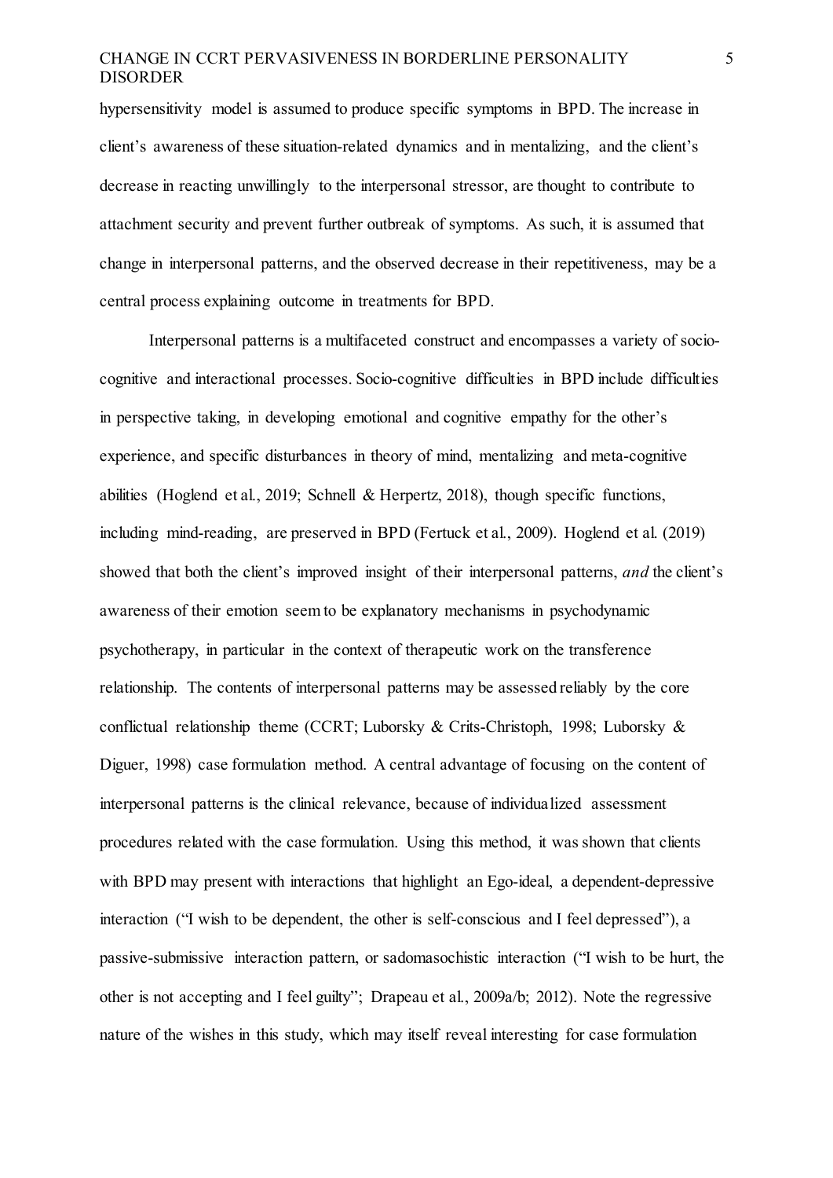hypersensitivity model is assumed to produce specific symptoms in BPD. The increase in client's awareness of these situation-related dynamics and in mentalizing, and the client's decrease in reacting unwillingly to the interpersonal stressor, are thought to contribute to attachment security and prevent further outbreak of symptoms. As such, it is assumed that change in interpersonal patterns, and the observed decrease in their repetitiveness, may be a central process explaining outcome in treatments for BPD.

Interpersonal patterns is a multifaceted construct and encompasses a variety of socio-cognitive and interactional processes. Socio-cognitive difficulties in BPD include difficulties in perspective taking, in developing emotional and cognitive empathy for the other's experience, and specific disturbances in theory of mind, mentalizing and meta-cognitive abilities (Hoglend et al., 2019; Schnell & Herpertz, 2018), though specific functions, including mind-reading, are preserved in BPD (Fertuck et al., 2009). Hoglend et al. (2019) showed that both the client's improved insight of their interpersonal patterns, *and* the client's awareness of their emotion seem to be explanatory mechanisms in psychodynamic psychotherapy, in particular in the context of therapeutic work on the transference relationship. The contents of interpersonal patterns may be assessed reliably by the core conflictual relationship theme (CCRT; Luborsky & Crits-Christoph, 1998; Luborsky & Diguer, 1998) case formulation method. A central advantage of focusing on the content of interpersonal patterns is the clinical relevance, because of individualized assessment procedures related with the case formulation. Using this method, it was shown that clients with BPD may present with interactions that highlight an Ego-ideal, a dependent-depressive interaction ("I wish to be dependent, the other is self-conscious and I feel depressed"), a passive-submissive interaction pattern, or sadomasochistic interaction ("I wish to be hurt, the other is not accepting and I feel guilty"; Drapeau et al., 2009a/b; 2012). Note the regressive nature of the wishes in this study, which may itself reveal interesting for case formulation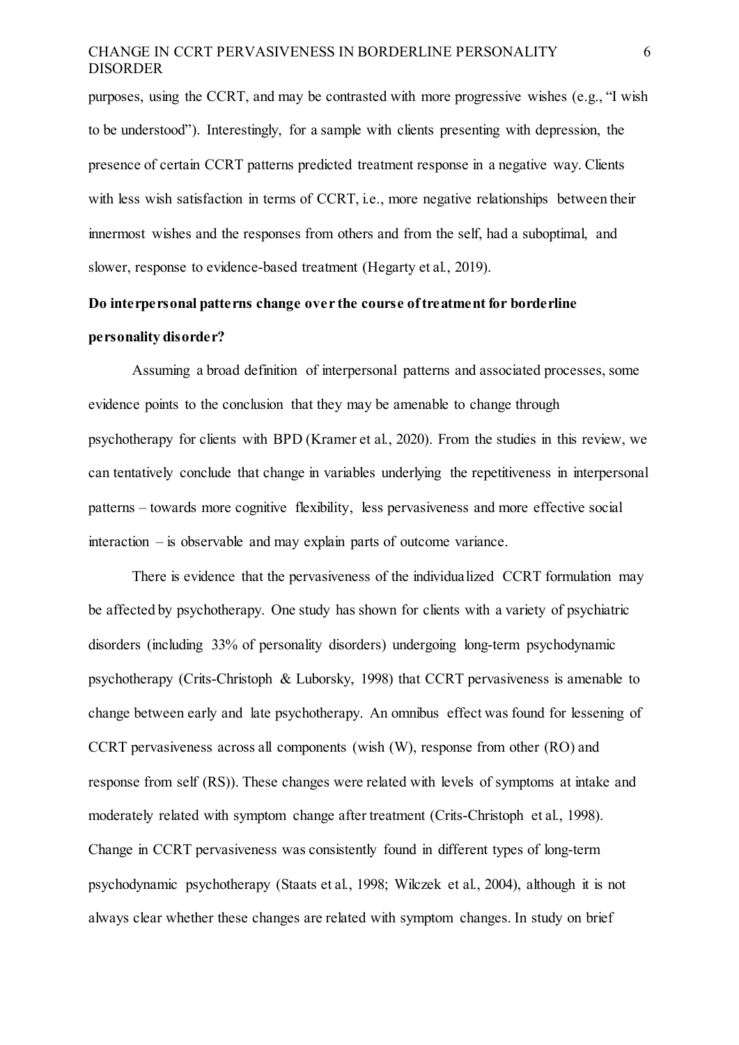purposes, using the CCRT, and may be contrasted with more progressive wishes (e.g., "I wish to be understood"). Interestingly, for a sample with clients presenting with depression, the presence of certain CCRT patterns predicted treatment response in a negative way. Clients with less wish satisfaction in terms of CCRT, i.e., more negative relationships between their innermost wishes and the responses from others and from the self, had a suboptimal, and slower, response to evidence-based treatment (Hegarty et al., 2019).

**Do interpersonal patterns change over the course of treatment for borderline personality disorder?**

Assuming a broad definition of interpersonal patterns and associated processes, some evidence points to the conclusion that they may be amenable to change through psychotherapy for clients with BPD (Kramer et al., 2020). From the studies in this review, we can tentatively conclude that change in variables underlying the repetitiveness in interpersonal patterns – towards more cognitive flexibility, less pervasiveness and more effective social interaction – is observable and may explain parts of outcome variance.

There is evidence that the pervasiveness of the individualized CCRT formulation may be affected by psychotherapy. One study has shown for clients with a variety of psychiatric disorders (including 33% of personality disorders) undergoing long-term psychodynamic psychotherapy (Crits-Christoph & Luborsky, 1998) that CCRT pervasiveness is amenable to change between early and late psychotherapy. An omnibus effect was found for lessening of CCRT pervasiveness across all components (wish (W), response from other (RO) and response from self (RS)). These changes were related with levels of symptoms at intake and moderately related with symptom change after treatment (Crits-Christoph et al., 1998). Change in CCRT pervasiveness was consistently found in different types of long-term psychodynamic psychotherapy (Staats et al., 1998; Wilczek et al., 2004), although it is not always clear whether these changes are related with symptom changes. In study on brief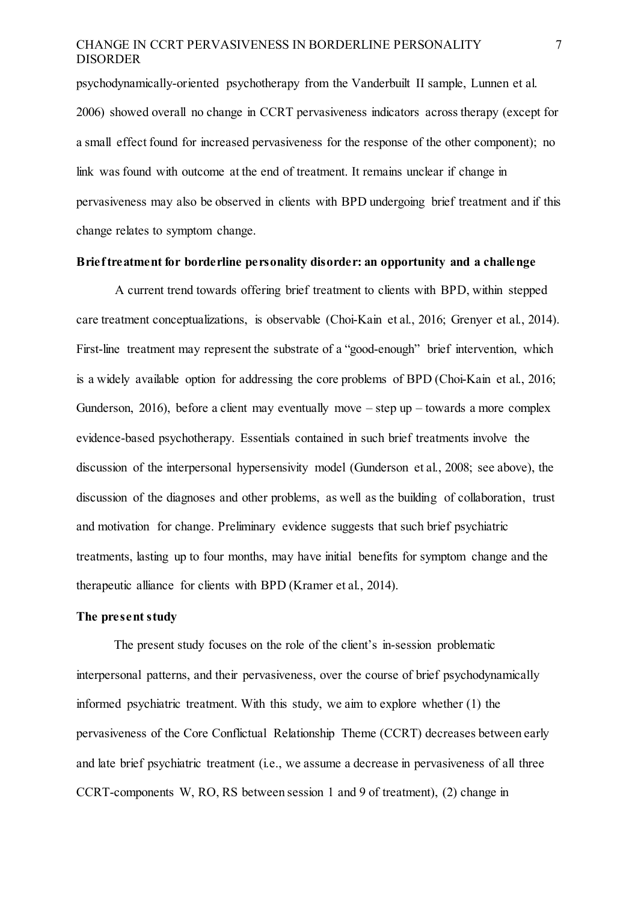psychodynamically-oriented psychotherapy from the Vanderbuilt II sample, Lunnen et al. 2006) showed overall no change in CCRT pervasiveness indicators across therapy (except for a small effect found for increased pervasiveness for the response of the other component); no link was found with outcome at the end of treatment. It remains unclear if change in pervasiveness may also be observed in clients with BPD undergoing brief treatment and if this change relates to symptom change.

**Brief treatment for borderline personality disorder: an opportunity and a challenge**

A current trend towards offering brief treatment to clients with BPD, within stepped care treatment conceptualizations, is observable (Choi-Kain et al., 2016; Grenyer et al., 2014). First-line treatment may represent the substrate of a "good-enough" brief intervention, which is a widely available option for addressing the core problems of BPD (Choi-Kain et al., 2016; Gunderson, 2016), before a client may eventually move – step up – towards a more complex evidence-based psychotherapy. Essentials contained in such brief treatments involve the discussion of the interpersonal hypersensivity model (Gunderson et al., 2008; see above), the discussion of the diagnoses and other problems, as well as the building of collaboration, trust and motivation for change. Preliminary evidence suggests that such brief psychiatric treatments, lasting up to four months, may have initial benefits for symptom change and the therapeutic alliance for clients with BPD (Kramer et al., 2014).

**The present study**

The present study focuses on the role of the client's in-session problematic interpersonal patterns, and their pervasiveness, over the course of brief psychodynamically informed psychiatric treatment. With this study, we aim to explore whether (1) the pervasiveness of the Core Conflictual Relationship Theme (CCRT) decreases between early and late brief psychiatric treatment (i.e., we assume a decrease in pervasiveness of all three CCRT-components W, RO, RS between session 1 and 9 of treatment), (2) change in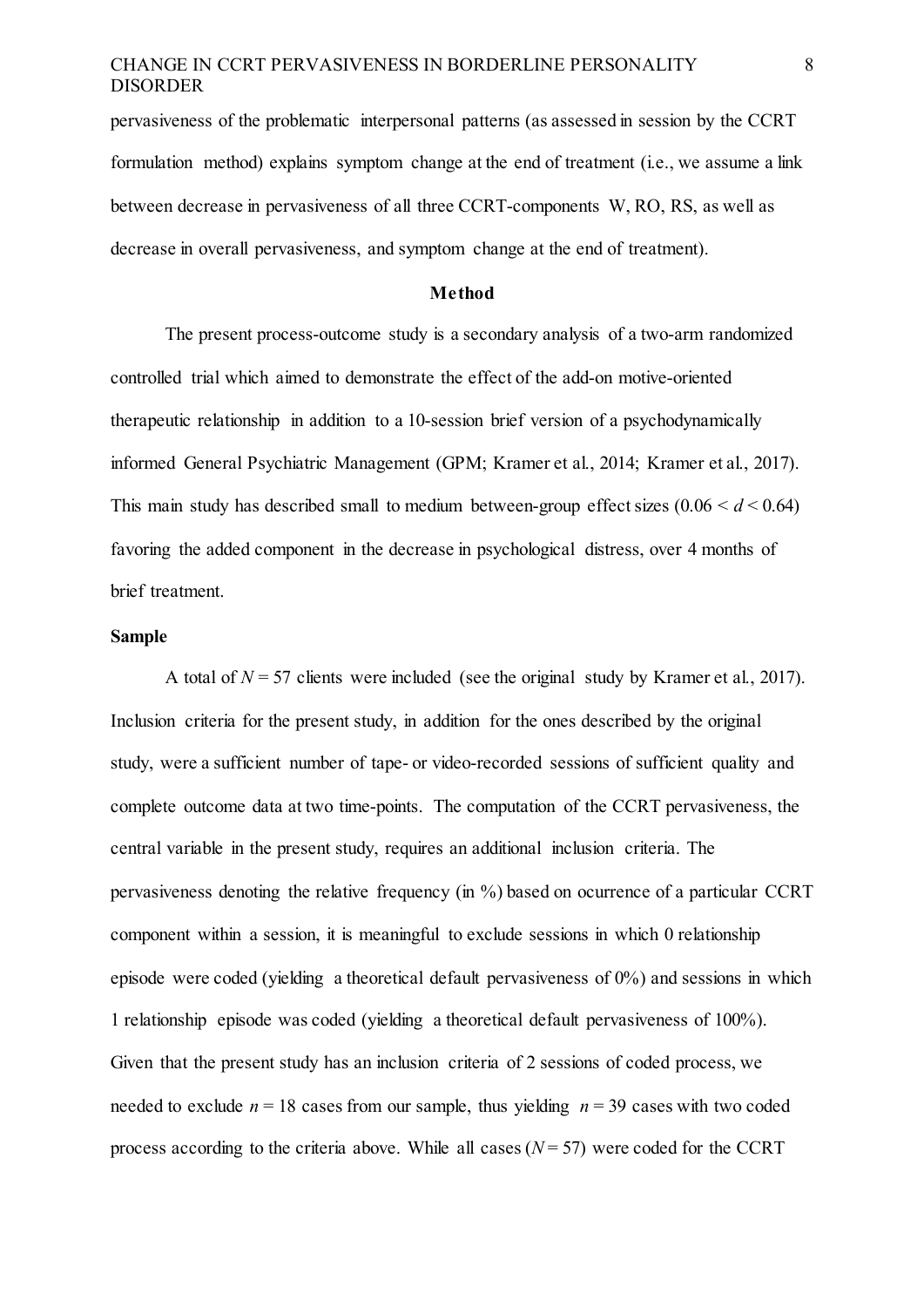pervasiveness of the problematic interpersonal patterns (as assessed in session by the CCRT formulation method) explains symptom change at the end of treatment (i.e., we assume a link between decrease in pervasiveness of all three CCRT-components W, RO, RS, as well as decrease in overall pervasiveness, and symptom change at the end of treatment).

## Method

The present process-outcome study is a secondary analysis of a two-arm randomized controlled trial which aimed to demonstrate the effect of the add-on motive-oriented therapeutic relationship in addition to a 10-session brief version of a psychodynamically informed General Psychiatric Management (GPM; Kramer et al., 2014; Kramer et al., 2017). This main study has described small to medium between-group effect sizes ($0.06 < d < 0.64$) favoring the added component in the decrease in psychological distress, over 4 months of brief treatment.

### Sample

A total of $N = 57$ clients were included (see the original study by Kramer et al., 2017). Inclusion criteria for the present study, in addition for the ones described by the original study, were a sufficient number of tape- or video-recorded sessions of sufficient quality and complete outcome data at two time-points. The computation of the CCRT pervasiveness, the central variable in the present study, requires an additional inclusion criteria. The pervasiveness denoting the relative frequency (in %) based on ocurrence of a particular CCRT component within a session, it is meaningful to exclude sessions in which 0 relationship episode were coded (yielding a theoretical default pervasiveness of 0%) and sessions in which 1 relationship episode was coded (yielding a theoretical default pervasiveness of 100%). Given that the present study has an inclusion criteria of 2 sessions of coded process, we needed to exclude $n = 18$ cases from our sample, thus yielding $n = 39$ cases with two coded process according to the criteria above. While all cases ($N = 57$) were coded for the CCRT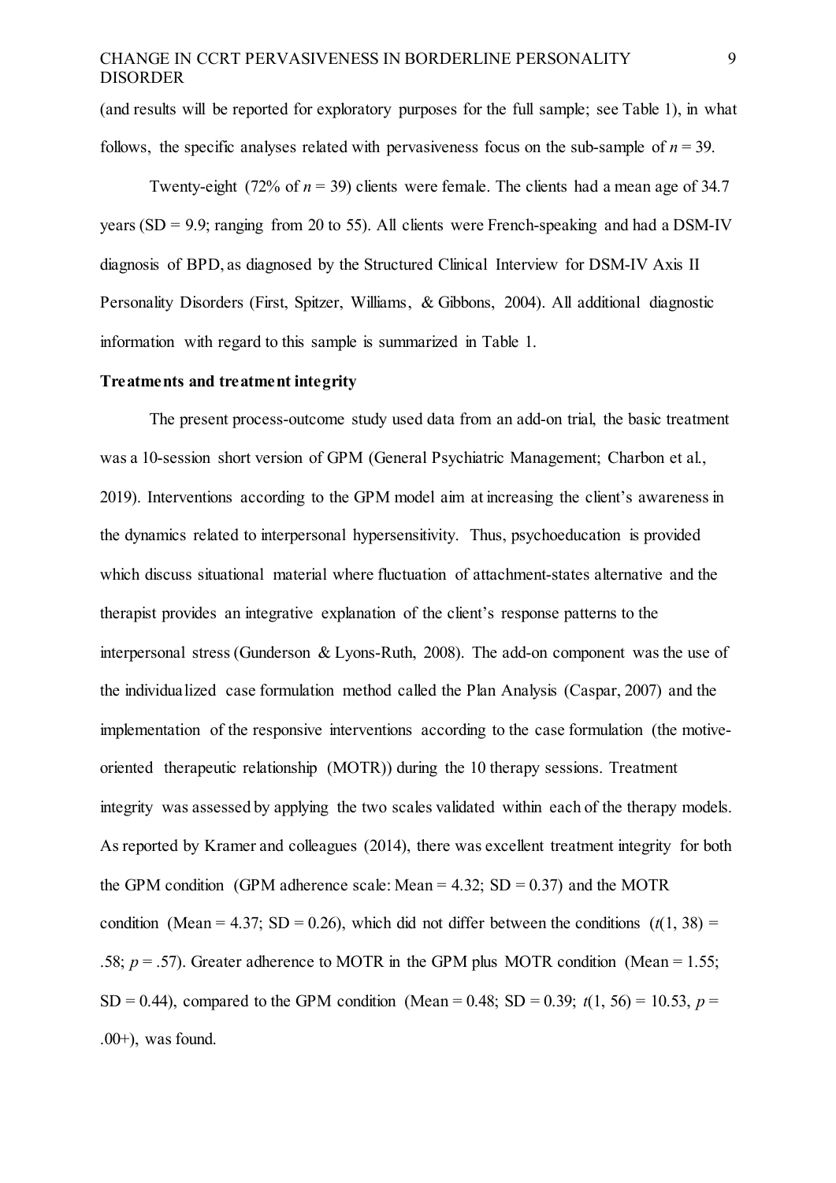(and results will be reported for exploratory purposes for the full sample; see Table 1), in what follows, the specific analyses related with pervasiveness focus on the sub-sample of $n = 39$.

Twenty-eight (72% of $n = 39$) clients were female. The clients had a mean age of 34.7 years (SD = 9.9; ranging from 20 to 55). All clients were French-speaking and had a DSM-IV diagnosis of BPD, as diagnosed by the Structured Clinical Interview for DSM-IV Axis II Personality Disorders (First, Spitzer, Williams, & Gibbons, 2004). All additional diagnostic information with regard to this sample is summarized in Table 1.

**Treatments and treatment integrity**

The present process-outcome study used data from an add-on trial, the basic treatment was a 10-session short version of GPM (General Psychiatric Management; Charbon et al., 2019). Interventions according to the GPM model aim at increasing the client's awareness in the dynamics related to interpersonal hypersensitivity. Thus, psychoeducation is provided which discuss situational material where fluctuation of attachment-states alternative and the therapist provides an integrative explanation of the client's response patterns to the interpersonal stress (Gunderson & Lyons-Ruth, 2008). The add-on component was the use of the individualized case formulation method called the Plan Analysis (Caspar, 2007) and the implementation of the responsive interventions according to the case formulation (the motive-oriented therapeutic relationship (MOTR)) during the 10 therapy sessions. Treatment integrity was assessed by applying the two scales validated within each of the therapy models. As reported by Kramer and colleagues (2014), there was excellent treatment integrity for both the GPM condition (GPM adherence scale: Mean = 4.32; SD = 0.37) and the MOTR condition (Mean = 4.37; SD = 0.26), which did not differ between the conditions ($t(1, 38) = .58$; $p = .57$). Greater adherence to MOTR in the GPM plus MOTR condition (Mean = 1.55; SD = 0.44), compared to the GPM condition (Mean = 0.48; SD = 0.39; $t(1, 56) = 10.53$, $p = .00+$), was found.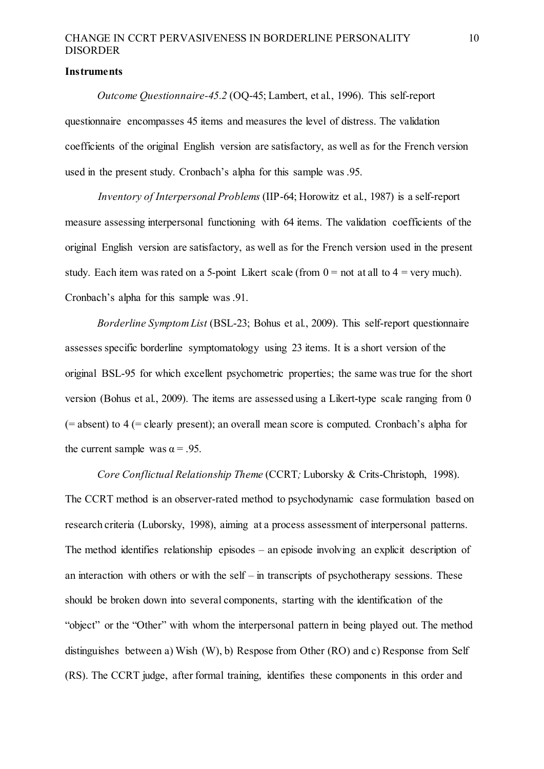**Instruments**

*Outcome Questionnaire-45.2* (OQ-45; Lambert, et al., 1996). This self-report questionnaire encompasses 45 items and measures the level of distress. The validation coefficients of the original English version are satisfactory, as well as for the French version used in the present study. Cronbach's alpha for this sample was .95.

*Inventory of Interpersonal Problems* (IIP-64; Horowitz et al., 1987) is a self-report measure assessing interpersonal functioning with 64 items. The validation coefficients of the original English version are satisfactory, as well as for the French version used in the present study. Each item was rated on a 5-point Likert scale (from 0 = not at all to 4 = very much). Cronbach's alpha for this sample was .91.

*Borderline Symptom List* (BSL-23; Bohus et al., 2009). This self-report questionnaire assesses specific borderline symptomatology using 23 items. It is a short version of the original BSL-95 for which excellent psychometric properties; the same was true for the short version (Bohus et al., 2009). The items are assessed using a Likert-type scale ranging from 0 (= absent) to 4 (= clearly present); an overall mean score is computed. Cronbach's alpha for the current sample was $\alpha = .95$.

*Core Conflictual Relationship Theme* (CCRT*;* Luborsky & Crits-Christoph, 1998). The CCRT method is an observer-rated method to psychodynamic case formulation based on research criteria (Luborsky, 1998), aiming at a process assessment of interpersonal patterns. The method identifies relationship episodes – an episode involving an explicit description of an interaction with others or with the self – in transcripts of psychotherapy sessions. These should be broken down into several components, starting with the identification of the "object" or the "Other" with whom the interpersonal pattern in being played out. The method distinguishes between a) Wish (W), b) Respose from Other (RO) and c) Response from Self (RS). The CCRT judge, after formal training, identifies these components in this order and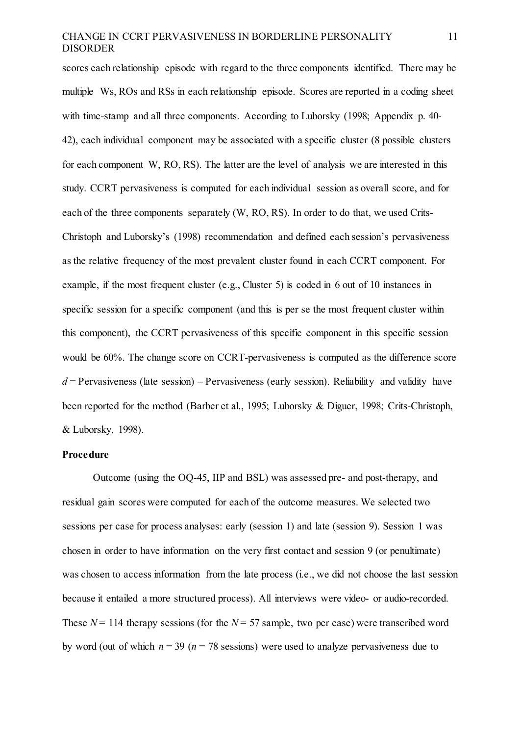scores each relationship episode with regard to the three components identified. There may be multiple Ws, ROs and RSs in each relationship episode. Scores are reported in a coding sheet with time-stamp and all three components. According to Luborsky (1998; Appendix p. 40-42), each individual component may be associated with a specific cluster (8 possible clusters for each component W, RO, RS). The latter are the level of analysis we are interested in this study. CCRT pervasiveness is computed for each individual session as overall score, and for each of the three components separately (W, RO, RS). In order to do that, we used Crits-Christoph and Luborsky's (1998) recommendation and defined each session's pervasiveness as the relative frequency of the most prevalent cluster found in each CCRT component. For example, if the most frequent cluster (e.g., Cluster 5) is coded in 6 out of 10 instances in specific session for a specific component (and this is per se the most frequent cluster within this component), the CCRT pervasiveness of this specific component in this specific session would be 60%. The change score on CCRT-pervasiveness is computed as the difference score $d$ = Pervasiveness (late session) – Pervasiveness (early session). Reliability and validity have been reported for the method (Barber et al., 1995; Luborsky & Diguer, 1998; Crits-Christoph, & Luborsky, 1998).

**Procedure**

Outcome (using the OQ-45, IIP and BSL) was assessed pre- and post-therapy, and residual gain scores were computed for each of the outcome measures. We selected two sessions per case for process analyses: early (session 1) and late (session 9). Session 1 was chosen in order to have information on the very first contact and session 9 (or penultimate) was chosen to access information from the late process (i.e., we did not choose the last session because it entailed a more structured process). All interviews were video- or audio-recorded. These $N = 114$ therapy sessions (for the $N = 57$ sample, two per case) were transcribed word by word (out of which $n = 39$ ($n = 78$ sessions) were used to analyze pervasiveness due to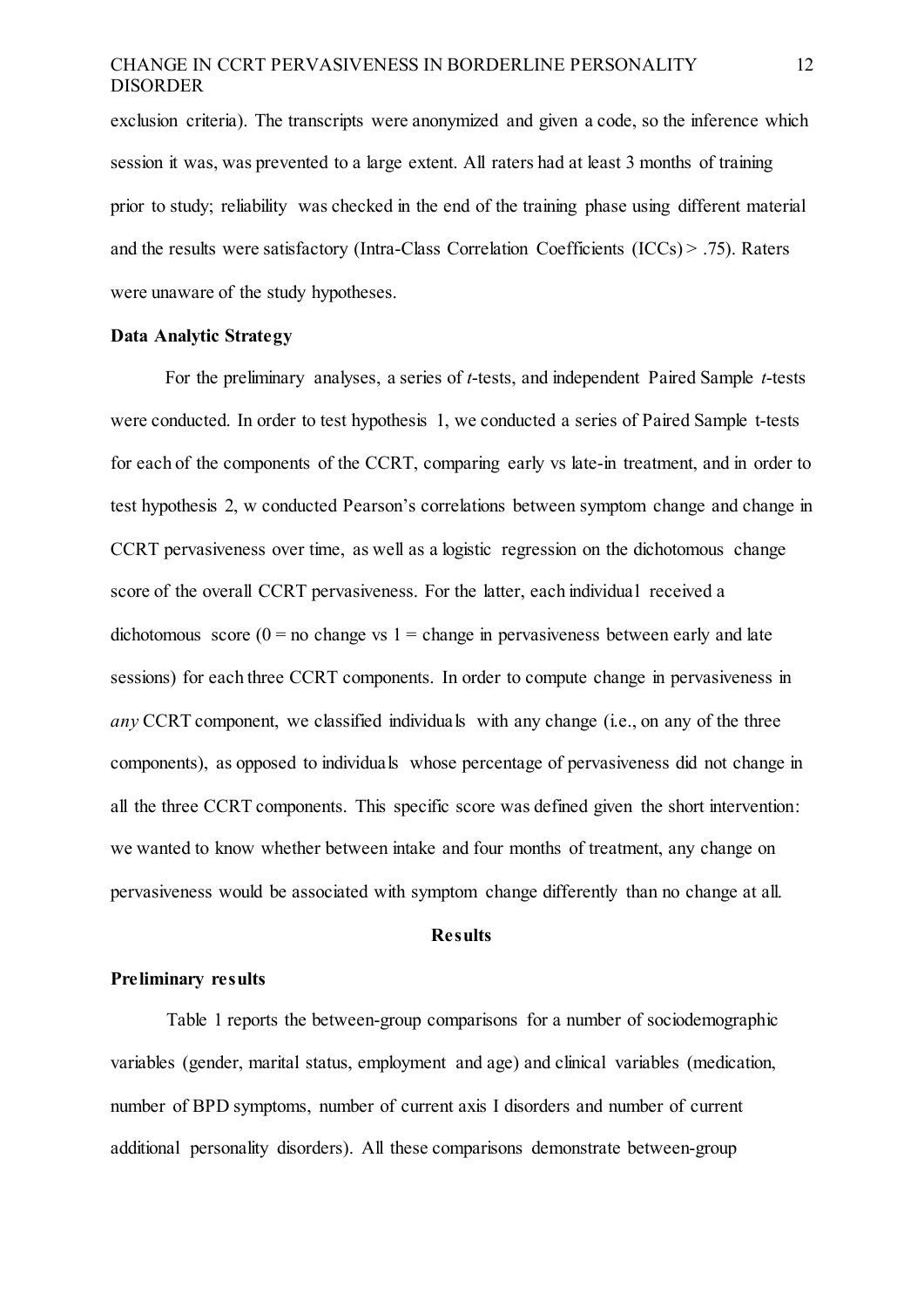exclusion criteria). The transcripts were anonymized and given a code, so the inference which session it was, was prevented to a large extent. All raters had at least 3 months of training prior to study; reliability was checked in the end of the training phase using different material and the results were satisfactory (Intra-Class Correlation Coefficients (ICCs) > .75). Raters were unaware of the study hypotheses.

### Data Analytic Strategy

For the preliminary analyses, a series of *t*-tests, and independent Paired Sample *t*-tests were conducted. In order to test hypothesis 1, we conducted a series of Paired Sample t-tests for each of the components of the CCRT, comparing early vs late-in treatment, and in order to test hypothesis 2, w conducted Pearson's correlations between symptom change and change in CCRT pervasiveness over time, as well as a logistic regression on the dichotomous change score of the overall CCRT pervasiveness. For the latter, each individual received a dichotomous score (0 = no change vs 1 = change in pervasiveness between early and late sessions) for each three CCRT components. In order to compute change in pervasiveness in *any* CCRT component, we classified individuals with any change (i.e., on any of the three components), as opposed to individuals whose percentage of pervasiveness did not change in all the three CCRT components. This specific score was defined given the short intervention: we wanted to know whether between intake and four months of treatment, any change on pervasiveness would be associated with symptom change differently than no change at all.

## Results

### Preliminary results

Table 1 reports the between-group comparisons for a number of sociodemographic variables (gender, marital status, employment and age) and clinical variables (medication, number of BPD symptoms, number of current axis I disorders and number of current additional personality disorders). All these comparisons demonstrate between-group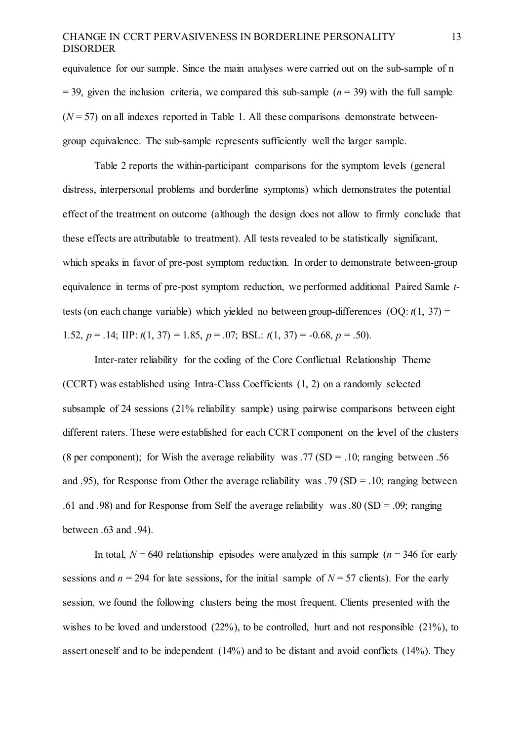equivalence for our sample. Since the main analyses were carried out on the sub-sample of n = 39, given the inclusion criteria, we compared this sub-sample (*n* = 39) with the full sample (*N* = 57) on all indexes reported in Table 1. All these comparisons demonstrate between-group equivalence. The sub-sample represents sufficiently well the larger sample.

Table 2 reports the within-participant comparisons for the symptom levels (general distress, interpersonal problems and borderline symptoms) which demonstrates the potential effect of the treatment on outcome (although the design does not allow to firmly conclude that these effects are attributable to treatment). All tests revealed to be statistically significant, which speaks in favor of pre-post symptom reduction. In order to demonstrate between-group equivalence in terms of pre-post symptom reduction, we performed additional Paired Samle *t*-tests (on each change variable) which yielded no between group-differences (OQ: $t(1, 37) = 1.52$, $p = .14$; IIP: $t(1, 37) = 1.85$, $p = .07$; BSL: $t(1, 37) = -0.68$, $p = .50$).

Inter-rater reliability for the coding of the Core Conflictual Relationship Theme (CCRT) was established using Intra-Class Coefficients (1, 2) on a randomly selected subsample of 24 sessions (21% reliability sample) using pairwise comparisons between eight different raters. These were established for each CCRT component on the level of the clusters (8 per component); for Wish the average reliability was .77 (SD = .10; ranging between .56 and .95), for Response from Other the average reliability was .79 (SD = .10; ranging between .61 and .98) and for Response from Self the average reliability was .80 (SD = .09; ranging between .63 and .94).

In total, *N* = 640 relationship episodes were analyzed in this sample (*n* = 346 for early sessions and *n* = 294 for late sessions, for the initial sample of *N* = 57 clients). For the early session, we found the following clusters being the most frequent. Clients presented with the wishes to be loved and understood (22%), to be controlled, hurt and not responsible (21%), to assert oneself and to be independent (14%) and to be distant and avoid conflicts (14%). They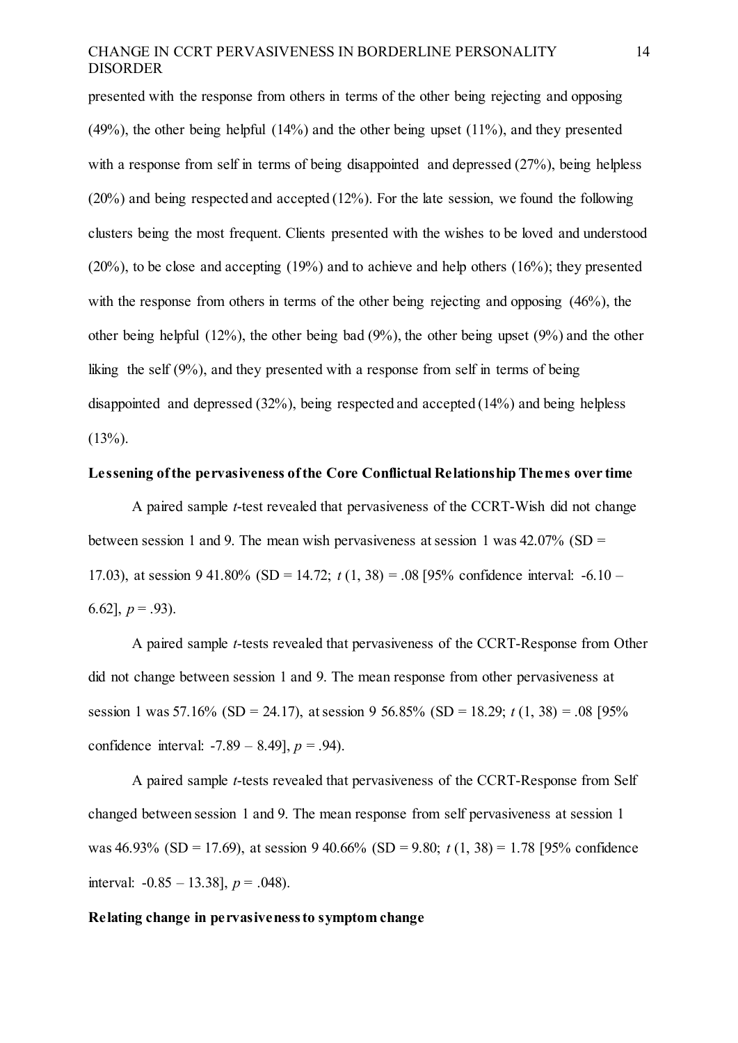presented with the response from others in terms of the other being rejecting and opposing (49%), the other being helpful (14%) and the other being upset (11%), and they presented with a response from self in terms of being disappointed and depressed (27%), being helpless (20%) and being respected and accepted (12%). For the late session, we found the following clusters being the most frequent. Clients presented with the wishes to be loved and understood (20%), to be close and accepting (19%) and to achieve and help others (16%); they presented with the response from others in terms of the other being rejecting and opposing (46%), the other being helpful (12%), the other being bad (9%), the other being upset (9%) and the other liking the self (9%), and they presented with a response from self in terms of being disappointed and depressed (32%), being respected and accepted (14%) and being helpless (13%).

## Lessening of the pervasiveness of the Core Conflictual Relationship Themes over time

A paired sample *t*-test revealed that pervasiveness of the CCRT-Wish did not change between session 1 and 9. The mean wish pervasiveness at session 1 was 42.07% (SD = 17.03), at session 9 41.80% (SD = 14.72; $t$ (1, 38) = .08 [95% confidence interval: -6.10 – 6.62], $p = .93$).

A paired sample *t*-tests revealed that pervasiveness of the CCRT-Response from Other did not change between session 1 and 9. The mean response from other pervasiveness at session 1 was 57.16% (SD = 24.17), at session 9 56.85% (SD = 18.29; $t$ (1, 38) = .08 [95% confidence interval: -7.89 – 8.49], $p = .94$).

A paired sample *t*-tests revealed that pervasiveness of the CCRT-Response from Self changed between session 1 and 9. The mean response from self pervasiveness at session 1 was 46.93% (SD = 17.69), at session 9 40.66% (SD = 9.80; $t$ (1, 38) = 1.78 [95% confidence interval: -0.85 – 13.38], $p = .048$).

## Relating change in pervasiveness to symptom change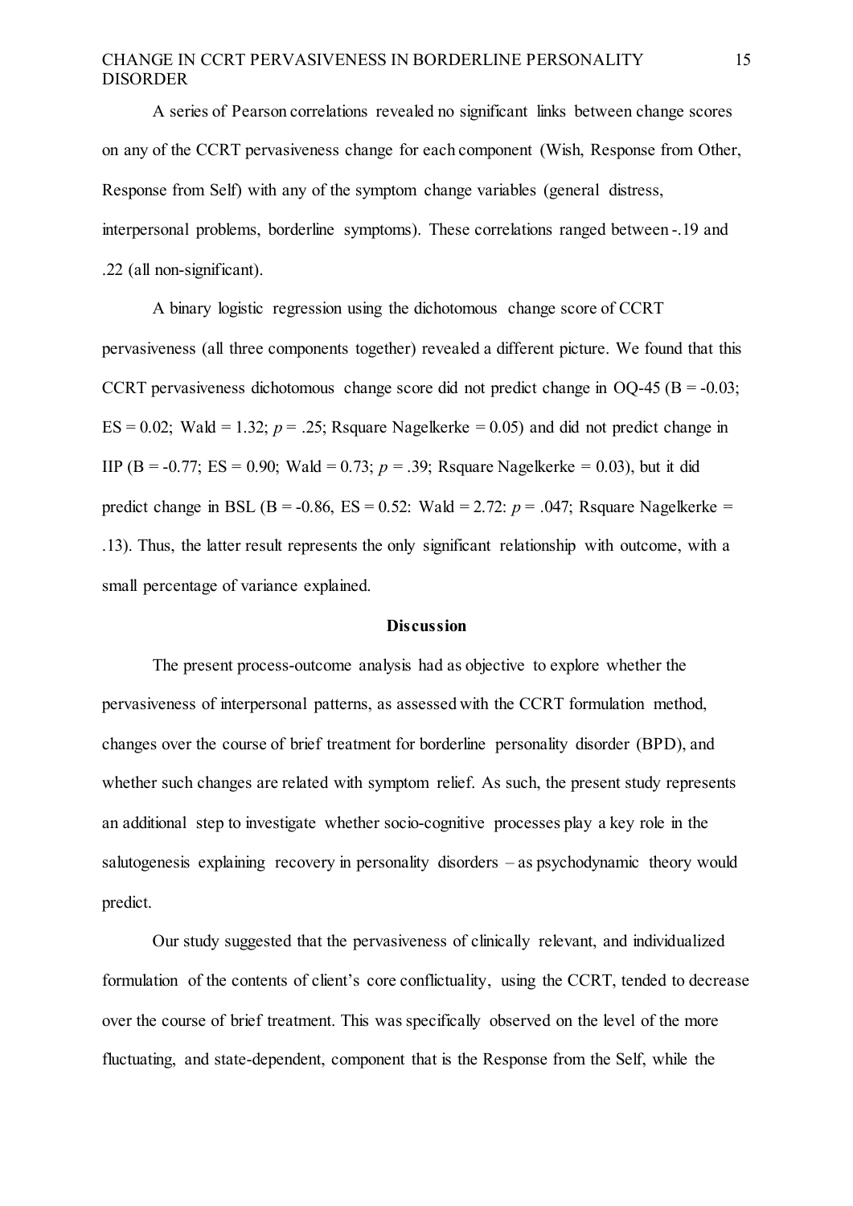A series of Pearson correlations revealed no significant links between change scores on any of the CCRT pervasiveness change for each component (Wish, Response from Other, Response from Self) with any of the symptom change variables (general distress, interpersonal problems, borderline symptoms). These correlations ranged between -.19 and .22 (all non-significant).

A binary logistic regression using the dichotomous change score of CCRT pervasiveness (all three components together) revealed a different picture. We found that this CCRT pervasiveness dichotomous change score did not predict change in OQ-45 ($B = -0.03$; $ES = 0.02$; Wald = 1.32; $p = .25$; Rsquare Nagelkerke = 0.05) and did not predict change in IIP ($B = -0.77$; $ES = 0.90$; Wald = 0.73; $p = .39$; Rsquare Nagelkerke = 0.03), but it did predict change in BSL ($B = -0.86$, $ES = 0.52$: Wald = 2.72: $p = .047$; Rsquare Nagelkerke = .13). Thus, the latter result represents the only significant relationship with outcome, with a small percentage of variance explained.

## Discussion

The present process-outcome analysis had as objective to explore whether the pervasiveness of interpersonal patterns, as assessed with the CCRT formulation method, changes over the course of brief treatment for borderline personality disorder (BPD), and whether such changes are related with symptom relief. As such, the present study represents an additional step to investigate whether socio-cognitive processes play a key role in the salutogenesis explaining recovery in personality disorders – as psychodynamic theory would predict.

Our study suggested that the pervasiveness of clinically relevant, and individualized formulation of the contents of client's core conflictuality, using the CCRT, tended to decrease over the course of brief treatment. This was specifically observed on the level of the more fluctuating, and state-dependent, component that is the Response from the Self, while the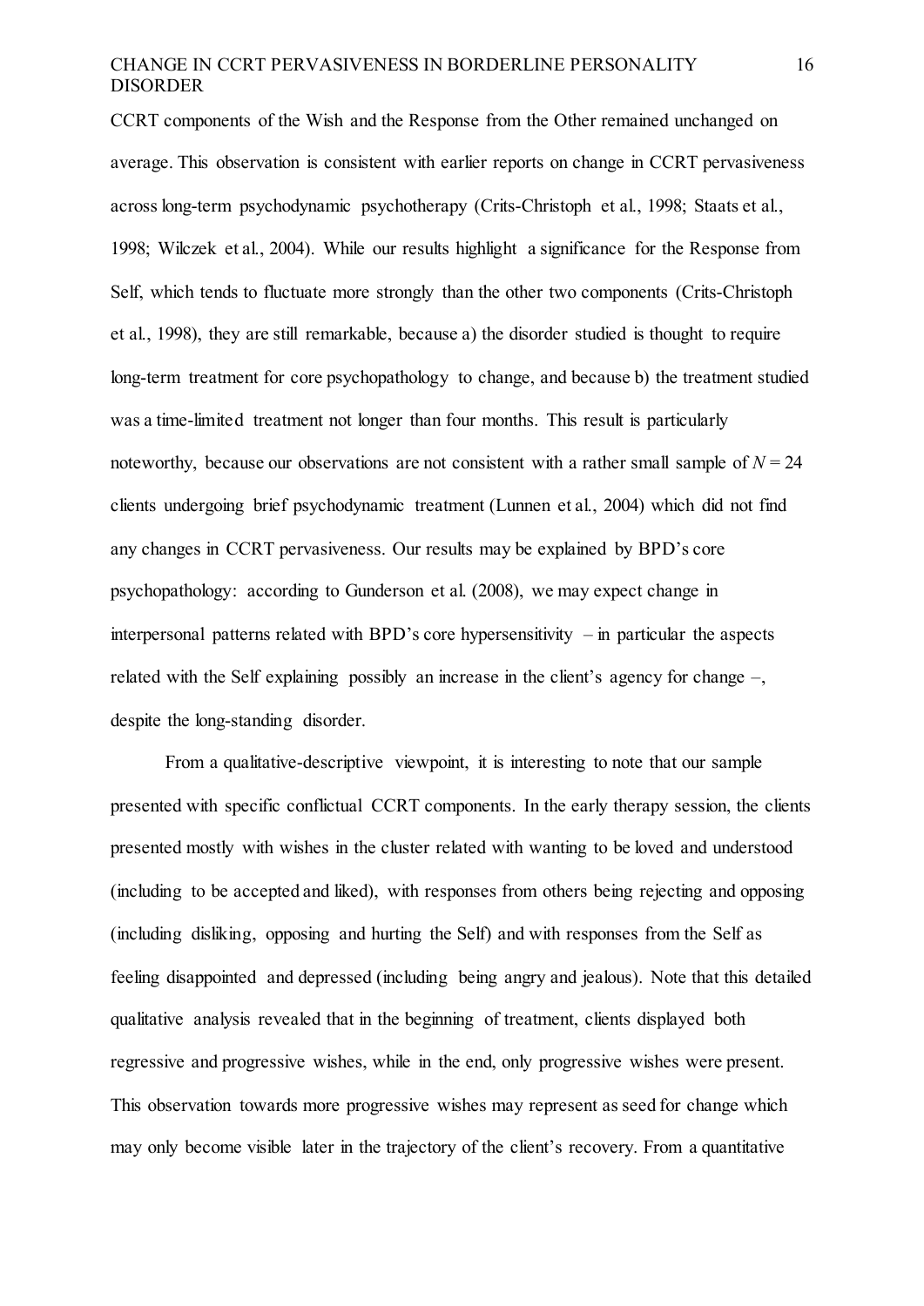CCRT components of the Wish and the Response from the Other remained unchanged on average. This observation is consistent with earlier reports on change in CCRT pervasiveness across long-term psychodynamic psychotherapy (Crits-Christoph et al., 1998; Staats et al., 1998; Wilczek et al., 2004). While our results highlight a significance for the Response from Self, which tends to fluctuate more strongly than the other two components (Crits-Christoph et al., 1998), they are still remarkable, because a) the disorder studied is thought to require long-term treatment for core psychopathology to change, and because b) the treatment studied was a time-limited treatment not longer than four months. This result is particularly noteworthy, because our observations are not consistent with a rather small sample of $N = 24$ clients undergoing brief psychodynamic treatment (Lunnen et al., 2004) which did not find any changes in CCRT pervasiveness. Our results may be explained by BPD's core psychopathology: according to Gunderson et al. (2008), we may expect change in interpersonal patterns related with BPD's core hypersensitivity – in particular the aspects related with the Self explaining possibly an increase in the client's agency for change –, despite the long-standing disorder.

From a qualitative-descriptive viewpoint, it is interesting to note that our sample presented with specific conflictual CCRT components. In the early therapy session, the clients presented mostly with wishes in the cluster related with wanting to be loved and understood (including to be accepted and liked), with responses from others being rejecting and opposing (including disliking, opposing and hurting the Self) and with responses from the Self as feeling disappointed and depressed (including being angry and jealous). Note that this detailed qualitative analysis revealed that in the beginning of treatment, clients displayed both regressive and progressive wishes, while in the end, only progressive wishes were present. This observation towards more progressive wishes may represent as seed for change which may only become visible later in the trajectory of the client's recovery. From a quantitative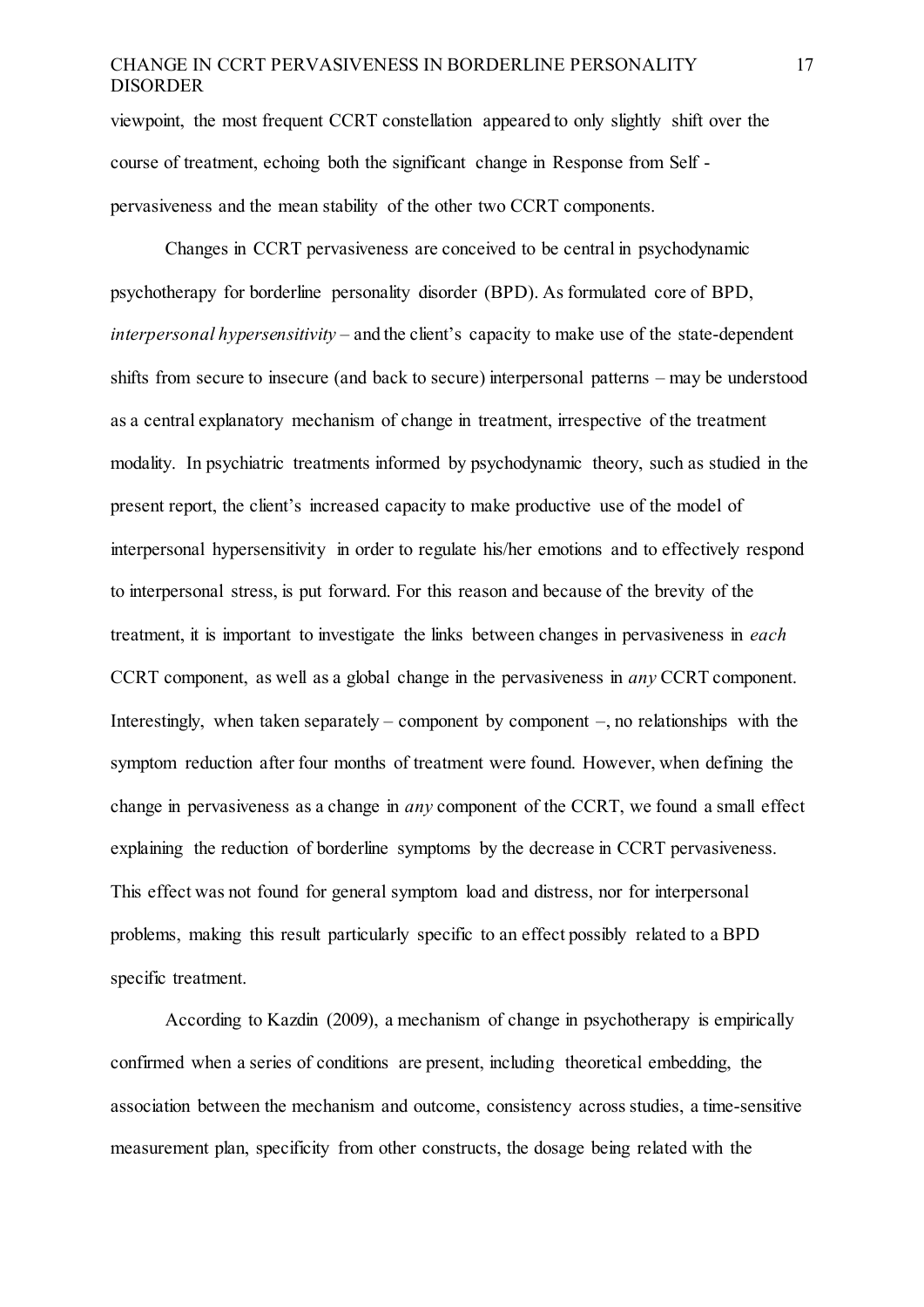viewpoint, the most frequent CCRT constellation appeared to only slightly shift over the course of treatment, echoing both the significant change in Response from Self - pervasiveness and the mean stability of the other two CCRT components.

Changes in CCRT pervasiveness are conceived to be central in psychodynamic psychotherapy for borderline personality disorder (BPD). As formulated core of BPD, *interpersonal hypersensitivity* – and the client's capacity to make use of the state-dependent shifts from secure to insecure (and back to secure) interpersonal patterns – may be understood as a central explanatory mechanism of change in treatment, irrespective of the treatment modality. In psychiatric treatments informed by psychodynamic theory, such as studied in the present report, the client's increased capacity to make productive use of the model of interpersonal hypersensitivity in order to regulate his/her emotions and to effectively respond to interpersonal stress, is put forward. For this reason and because of the brevity of the treatment, it is important to investigate the links between changes in pervasiveness in *each* CCRT component, as well as a global change in the pervasiveness in *any* CCRT component. Interestingly, when taken separately – component by component –, no relationships with the symptom reduction after four months of treatment were found. However, when defining the change in pervasiveness as a change in *any* component of the CCRT, we found a small effect explaining the reduction of borderline symptoms by the decrease in CCRT pervasiveness. This effect was not found for general symptom load and distress, nor for interpersonal problems, making this result particularly specific to an effect possibly related to a BPD specific treatment.

According to Kazdin (2009), a mechanism of change in psychotherapy is empirically confirmed when a series of conditions are present, including theoretical embedding, the association between the mechanism and outcome, consistency across studies, a time-sensitive measurement plan, specificity from other constructs, the dosage being related with the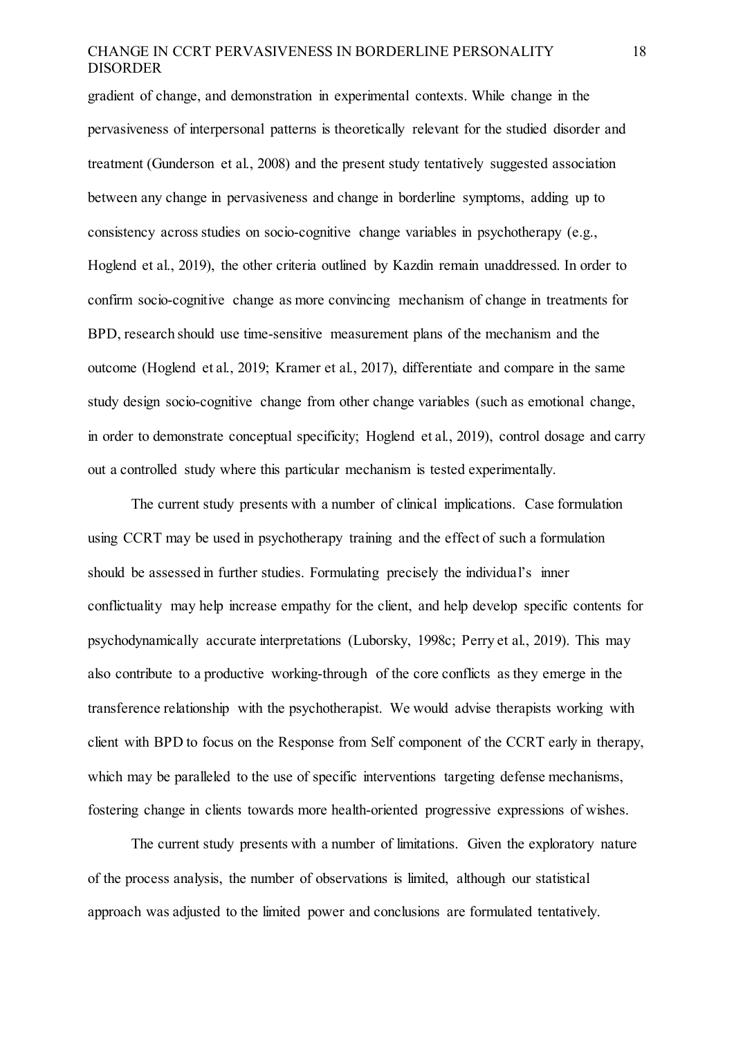gradient of change, and demonstration in experimental contexts. While change in the pervasiveness of interpersonal patterns is theoretically relevant for the studied disorder and treatment (Gunderson et al., 2008) and the present study tentatively suggested association between any change in pervasiveness and change in borderline symptoms, adding up to consistency across studies on socio-cognitive change variables in psychotherapy (e.g., Hoglend et al., 2019), the other criteria outlined by Kazdin remain unaddressed. In order to confirm socio-cognitive change as more convincing mechanism of change in treatments for BPD, research should use time-sensitive measurement plans of the mechanism and the outcome (Hoglend et al., 2019; Kramer et al., 2017), differentiate and compare in the same study design socio-cognitive change from other change variables (such as emotional change, in order to demonstrate conceptual specificity; Hoglend et al., 2019), control dosage and carry out a controlled study where this particular mechanism is tested experimentally.

The current study presents with a number of clinical implications. Case formulation using CCRT may be used in psychotherapy training and the effect of such a formulation should be assessed in further studies. Formulating precisely the individual's inner conflictuality may help increase empathy for the client, and help develop specific contents for psychodynamically accurate interpretations (Luborsky, 1998c; Perry et al., 2019). This may also contribute to a productive working-through of the core conflicts as they emerge in the transference relationship with the psychotherapist. We would advise therapists working with client with BPD to focus on the Response from Self component of the CCRT early in therapy, which may be paralleled to the use of specific interventions targeting defense mechanisms, fostering change in clients towards more health-oriented progressive expressions of wishes.

The current study presents with a number of limitations. Given the exploratory nature of the process analysis, the number of observations is limited, although our statistical approach was adjusted to the limited power and conclusions are formulated tentatively.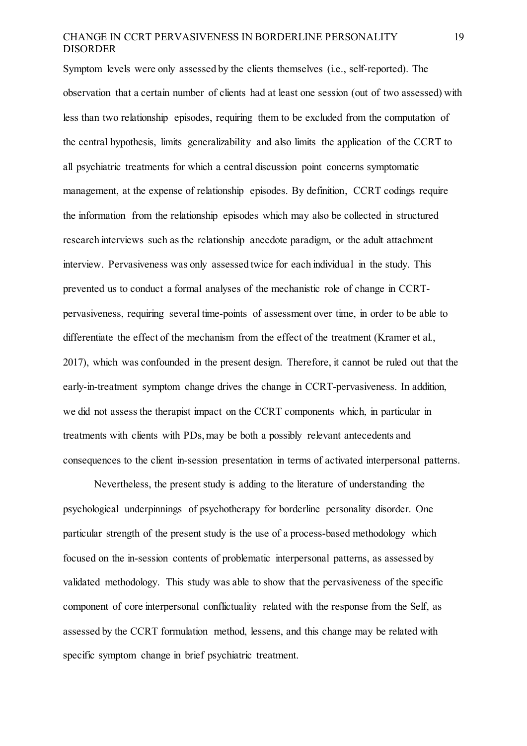Symptom levels were only assessed by the clients themselves (i.e., self-reported). The observation that a certain number of clients had at least one session (out of two assessed) with less than two relationship episodes, requiring them to be excluded from the computation of the central hypothesis, limits generalizability and also limits the application of the CCRT to all psychiatric treatments for which a central discussion point concerns symptomatic management, at the expense of relationship episodes. By definition, CCRT codings require the information from the relationship episodes which may also be collected in structured research interviews such as the relationship anecdote paradigm, or the adult attachment interview. Pervasiveness was only assessed twice for each individual in the study. This prevented us to conduct a formal analyses of the mechanistic role of change in CCRT-pervasiveness, requiring several time-points of assessment over time, in order to be able to differentiate the effect of the mechanism from the effect of the treatment (Kramer et al., 2017), which was confounded in the present design. Therefore, it cannot be ruled out that the early-in-treatment symptom change drives the change in CCRT-pervasiveness. In addition, we did not assess the therapist impact on the CCRT components which, in particular in treatments with clients with PDs, may be both a possibly relevant antecedents and consequences to the client in-session presentation in terms of activated interpersonal patterns.

Nevertheless, the present study is adding to the literature of understanding the psychological underpinnings of psychotherapy for borderline personality disorder. One particular strength of the present study is the use of a process-based methodology which focused on the in-session contents of problematic interpersonal patterns, as assessed by validated methodology. This study was able to show that the pervasiveness of the specific component of core interpersonal conflictuality related with the response from the Self, as assessed by the CCRT formulation method, lessens, and this change may be related with specific symptom change in brief psychiatric treatment.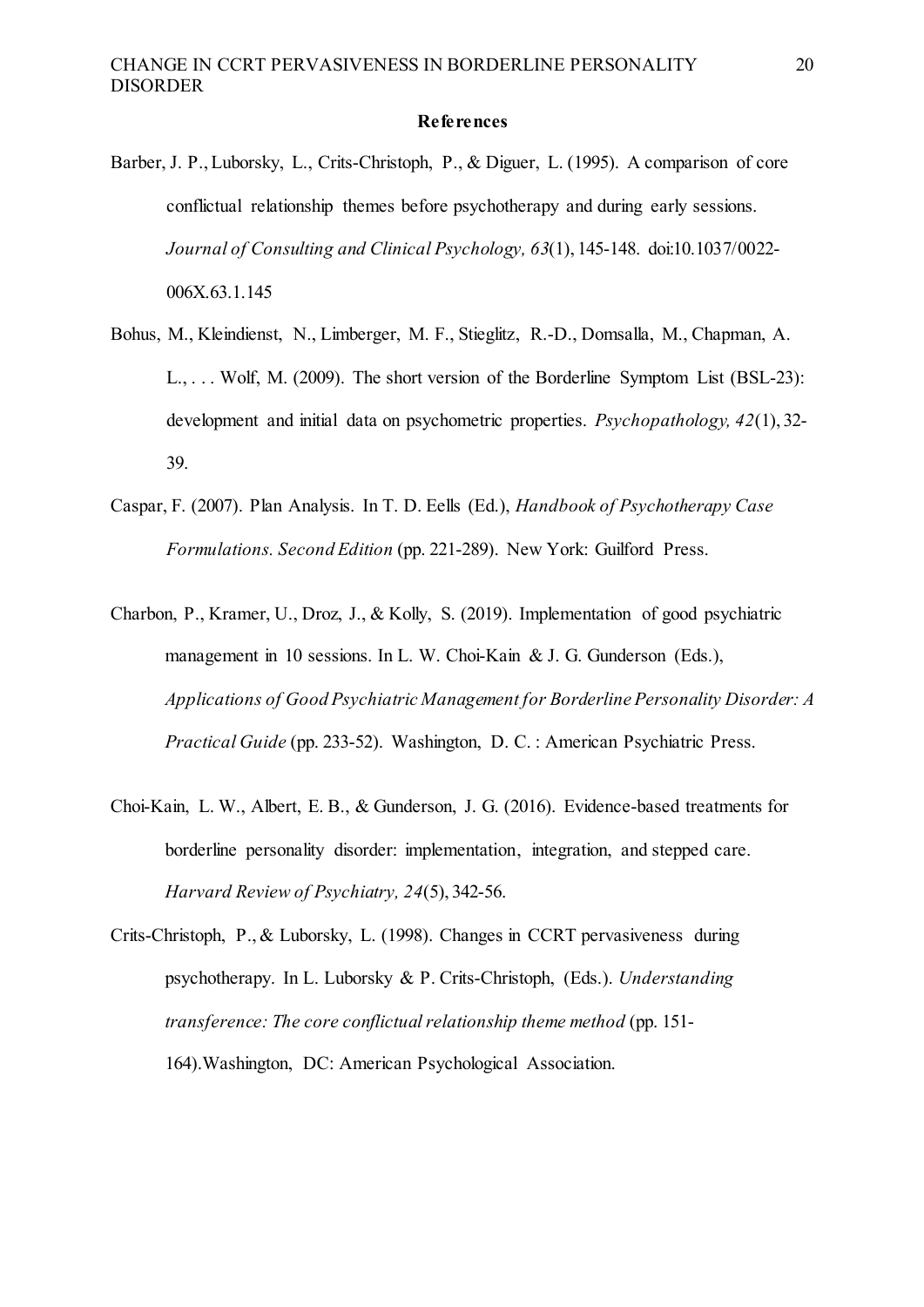**References**

Barber, J. P., Luborsky, L., Crits-Christoph, P., & Diguer, L. (1995). A comparison of core conflictual relationship themes before psychotherapy and during early sessions. *Journal of Consulting and Clinical Psychology, 63*(1), 145-148. doi:10.1037/0022-006X.63.1.145

Bohus, M., Kleindienst, N., Limberger, M. F., Stieglitz, R.-D., Domsalla, M., Chapman, A. L., . . . Wolf, M. (2009). The short version of the Borderline Symptom List (BSL-23): development and initial data on psychometric properties. *Psychopathology, 42*(1), 32-39.

Caspar, F. (2007). Plan Analysis. In T. D. Eells (Ed.), *Handbook of Psychotherapy Case Formulations. Second Edition* (pp. 221-289). New York: Guilford Press.

Charbon, P., Kramer, U., Droz, J., & Kolly, S. (2019). Implementation of good psychiatric management in 10 sessions. In L. W. Choi-Kain & J. G. Gunderson (Eds.), *Applications of Good Psychiatric Management for Borderline Personality Disorder: A Practical Guide* (pp. 233-52). Washington, D. C. : American Psychiatric Press.

Choi-Kain, L. W., Albert, E. B., & Gunderson, J. G. (2016). Evidence-based treatments for borderline personality disorder: implementation, integration, and stepped care. *Harvard Review of Psychiatry, 24*(5), 342-56.

Crits-Christoph, P., & Luborsky, L. (1998). Changes in CCRT pervasiveness during psychotherapy. In L. Luborsky & P. Crits-Christoph, (Eds.). *Understanding transference: The core conflictual relationship theme method* (pp. 151-164).Washington, DC: American Psychological Association.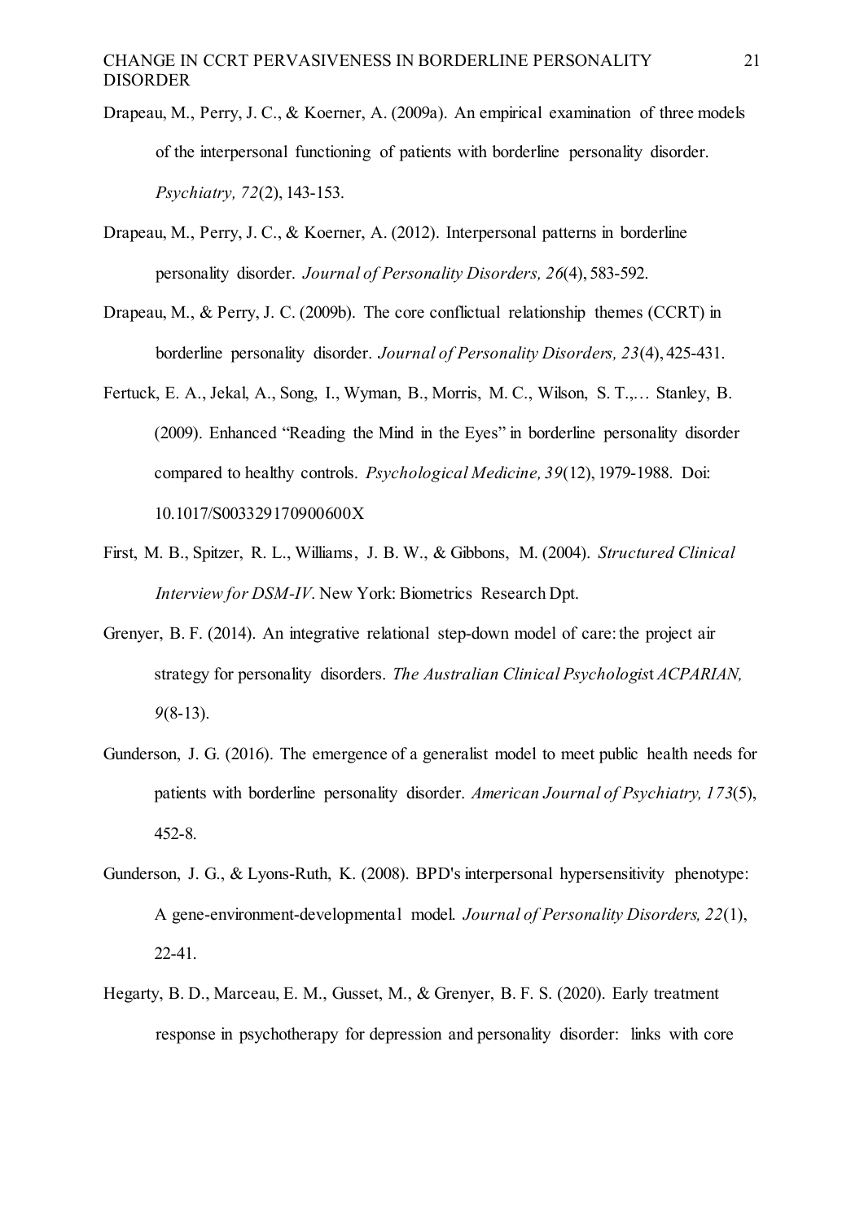Drapeau, M., Perry, J. C., & Koerner, A. (2009a). An empirical examination of three models of the interpersonal functioning of patients with borderline personality disorder. *Psychiatry, 72*(2), 143-153.

Drapeau, M., Perry, J. C., & Koerner, A. (2012). Interpersonal patterns in borderline personality disorder. *Journal of Personality Disorders, 26*(4), 583-592.

Drapeau, M., & Perry, J. C. (2009b). The core conflictual relationship themes (CCRT) in borderline personality disorder. *Journal of Personality Disorders, 23*(4), 425-431.

Fertuck, E. A., Jekal, A., Song, I., Wyman, B., Morris, M. C., Wilson, S. T.,… Stanley, B. (2009). Enhanced "Reading the Mind in the Eyes" in borderline personality disorder compared to healthy controls. *Psychological Medicine, 39*(12), 1979-1988. Doi: 10.1017/S003329170900600X

First, M. B., Spitzer, R. L., Williams, J. B. W., & Gibbons, M. (2004). *Structured Clinical Interview for DSM-IV*. New York: Biometrics Research Dpt.

Grenyer, B. F. (2014). An integrative relational step-down model of care: the project air strategy for personality disorders. *The Australian Clinical Psychologist ACPARIAN, 9*(8-13).

Gunderson, J. G. (2016). The emergence of a generalist model to meet public health needs for patients with borderline personality disorder. *American Journal of Psychiatry, 173*(5), 452-8.

Gunderson, J. G., & Lyons-Ruth, K. (2008). BPD's interpersonal hypersensitivity phenotype: A gene-environment-developmental model. *Journal of Personality Disorders, 22*(1), 22-41.

Hegarty, B. D., Marceau, E. M., Gusset, M., & Grenyer, B. F. S. (2020). Early treatment response in psychotherapy for depression and personality disorder: links with core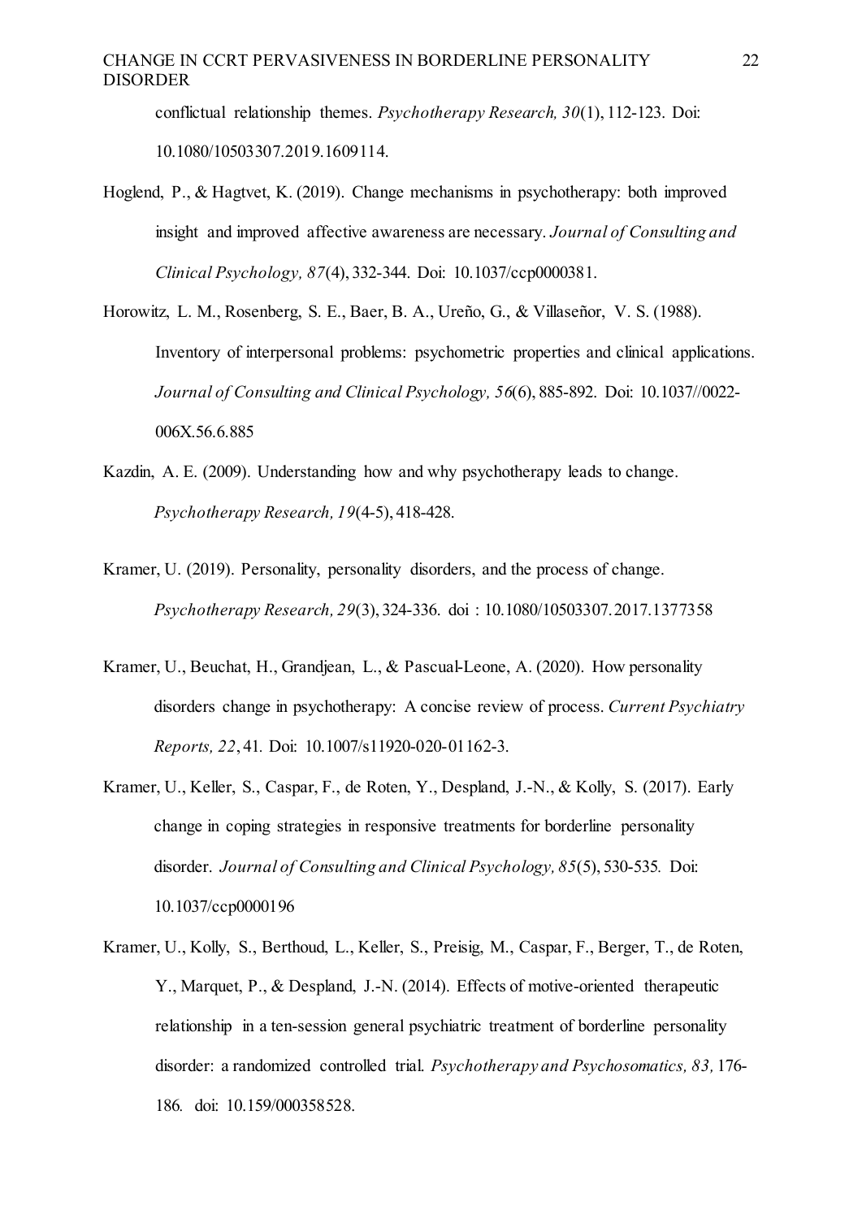conflictual relationship themes. *Psychotherapy Research, 30*(1), 112-123. Doi: 10.1080/10503307.2019.1609114.

Hoglend, P., & Hagtvet, K. (2019). Change mechanisms in psychotherapy: both improved insight and improved affective awareness are necessary. *Journal of Consulting and Clinical Psychology, 87*(4), 332-344. Doi: 10.1037/ccp0000381.

Horowitz, L. M., Rosenberg, S. E., Baer, B. A., Ureño, G., & Villaseñor, V. S. (1988). Inventory of interpersonal problems: psychometric properties and clinical applications. *Journal of Consulting and Clinical Psychology, 56*(6), 885-892. Doi: 10.1037//0022-006X.56.6.885

Kazdin, A. E. (2009). Understanding how and why psychotherapy leads to change. *Psychotherapy Research, 19*(4-5), 418-428.

Kramer, U. (2019). Personality, personality disorders, and the process of change. *Psychotherapy Research, 29*(3), 324-336. doi : 10.1080/10503307.2017.1377358

Kramer, U., Beuchat, H., Grandjean, L., & Pascual-Leone, A. (2020). How personality disorders change in psychotherapy: A concise review of process. *Current Psychiatry Reports, 22*, 41. Doi: 10.1007/s11920-020-01162-3.

Kramer, U., Keller, S., Caspar, F., de Roten, Y., Despland, J.-N., & Kolly, S. (2017). Early change in coping strategies in responsive treatments for borderline personality disorder. *Journal of Consulting and Clinical Psychology, 85*(5), 530-535. Doi: 10.1037/ccp0000196

Kramer, U., Kolly, S., Berthoud, L., Keller, S., Preisig, M., Caspar, F., Berger, T., de Roten, Y., Marquet, P., & Despland, J.-N. (2014). Effects of motive-oriented therapeutic relationship in a ten-session general psychiatric treatment of borderline personality disorder: a randomized controlled trial. *Psychotherapy and Psychosomatics, 83,* 176-186. doi: 10.159/000358528.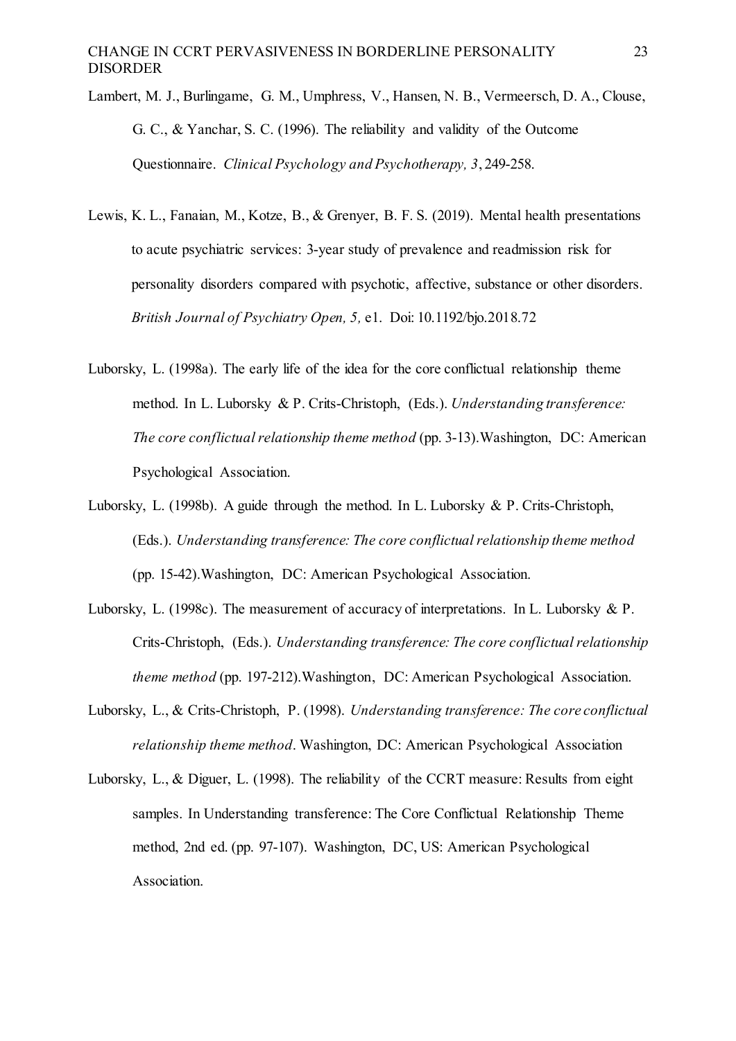Lambert, M. J., Burlingame, G. M., Umphress, V., Hansen, N. B., Vermeersch, D. A., Clouse, G. C., & Yanchar, S. C. (1996). The reliability and validity of the Outcome Questionnaire. *Clinical Psychology and Psychotherapy, 3*, 249-258.

Lewis, K. L., Fanaian, M., Kotze, B., & Grenyer, B. F. S. (2019). Mental health presentations to acute psychiatric services: 3-year study of prevalence and readmission risk for personality disorders compared with psychotic, affective, substance or other disorders. *British Journal of Psychiatry Open, 5,* e1. Doi: 10.1192/bjo.2018.72

Luborsky, L. (1998a). The early life of the idea for the core conflictual relationship theme method. In L. Luborsky & P. Crits-Christoph, (Eds.). *Understanding transference: The core conflictual relationship theme method* (pp. 3-13).Washington, DC: American Psychological Association.

Luborsky, L. (1998b). A guide through the method. In L. Luborsky & P. Crits-Christoph, (Eds.). *Understanding transference: The core conflictual relationship theme method* (pp. 15-42).Washington, DC: American Psychological Association.

Luborsky, L. (1998c). The measurement of accuracy of interpretations. In L. Luborsky & P. Crits-Christoph, (Eds.). *Understanding transference: The core conflictual relationship theme method* (pp. 197-212).Washington, DC: American Psychological Association.

Luborsky, L., & Crits-Christoph, P. (1998). *Understanding transference: The core conflictual relationship theme method*. Washington, DC: American Psychological Association

Luborsky, L., & Diguer, L. (1998). The reliability of the CCRT measure: Results from eight samples. In Understanding transference: The Core Conflictual Relationship Theme method, 2nd ed. (pp. 97-107). Washington, DC, US: American Psychological Association.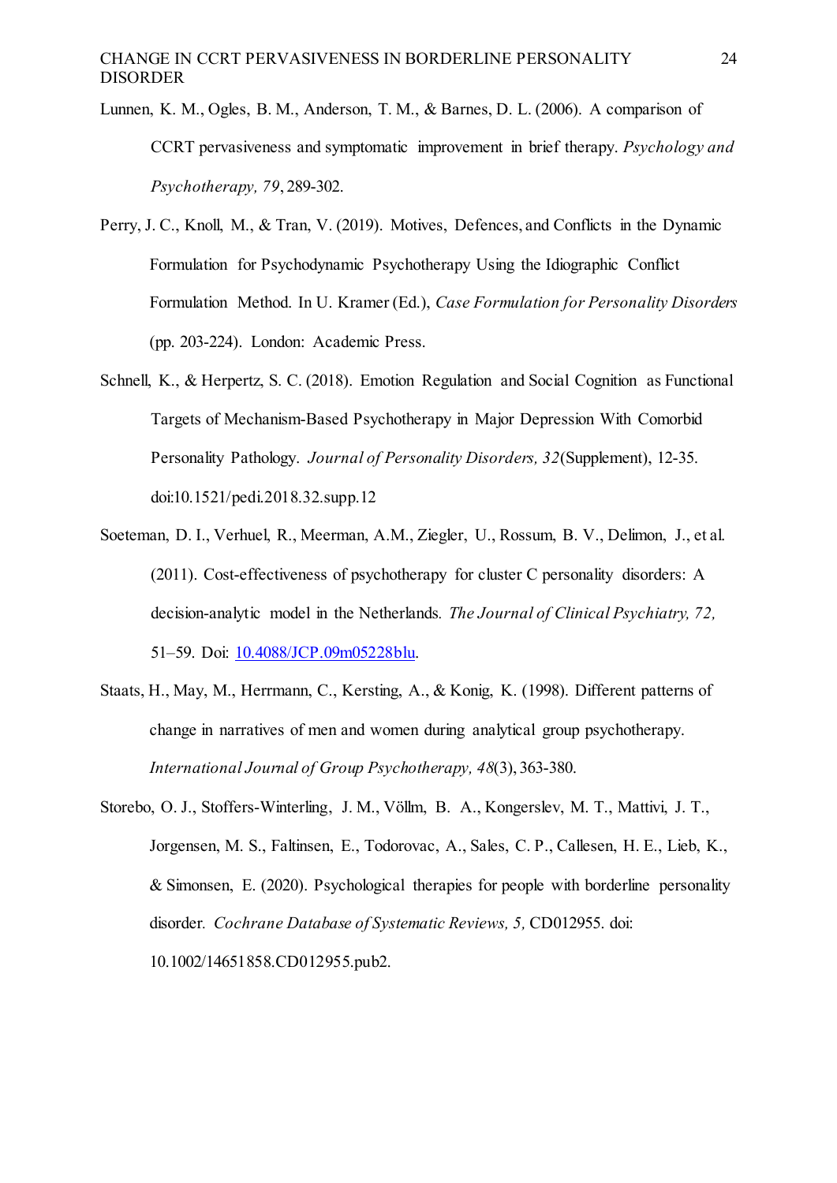Lunnen, K. M., Ogles, B. M., Anderson, T. M., & Barnes, D. L. (2006). A comparison of CCRT pervasiveness and symptomatic improvement in brief therapy. *Psychology and Psychotherapy, 79*, 289-302.

Perry, J. C., Knoll, M., & Tran, V. (2019). Motives, Defences, and Conflicts in the Dynamic Formulation for Psychodynamic Psychotherapy Using the Idiographic Conflict Formulation Method. In U. Kramer (Ed.), *Case Formulation for Personality Disorders* (pp. 203-224). London: Academic Press.

Schnell, K., & Herpertz, S. C. (2018). Emotion Regulation and Social Cognition as Functional Targets of Mechanism-Based Psychotherapy in Major Depression With Comorbid Personality Pathology. *Journal of Personality Disorders, 32*(Supplement), 12-35. doi:10.1521/pedi.2018.32.supp.12

Soeteman, D. I., Verhuel, R., Meerman, A.M., Ziegler, U., Rossum, B. V., Delimon, J., et al. (2011). Cost-effectiveness of psychotherapy for cluster C personality disorders: A decision-analytic model in the Netherlands. *The Journal of Clinical Psychiatry, 72,* 51–59. Doi: 10.4088/JCP.09m05228blu.

Staats, H., May, M., Herrmann, C., Kersting, A., & Konig, K. (1998). Different patterns of change in narratives of men and women during analytical group psychotherapy. *International Journal of Group Psychotherapy, 48*(3), 363-380.

Storebo, O. J., Stoffers-Winterling, J. M., Völlm, B. A., Kongerslev, M. T., Mattivi, J. T., Jorgensen, M. S., Faltinsen, E., Todorovac, A., Sales, C. P., Callesen, H. E., Lieb, K., & Simonsen, E. (2020). Psychological therapies for people with borderline personality disorder. *Cochrane Database of Systematic Reviews, 5,* CD012955. doi: 10.1002/14651858.CD012955.pub2.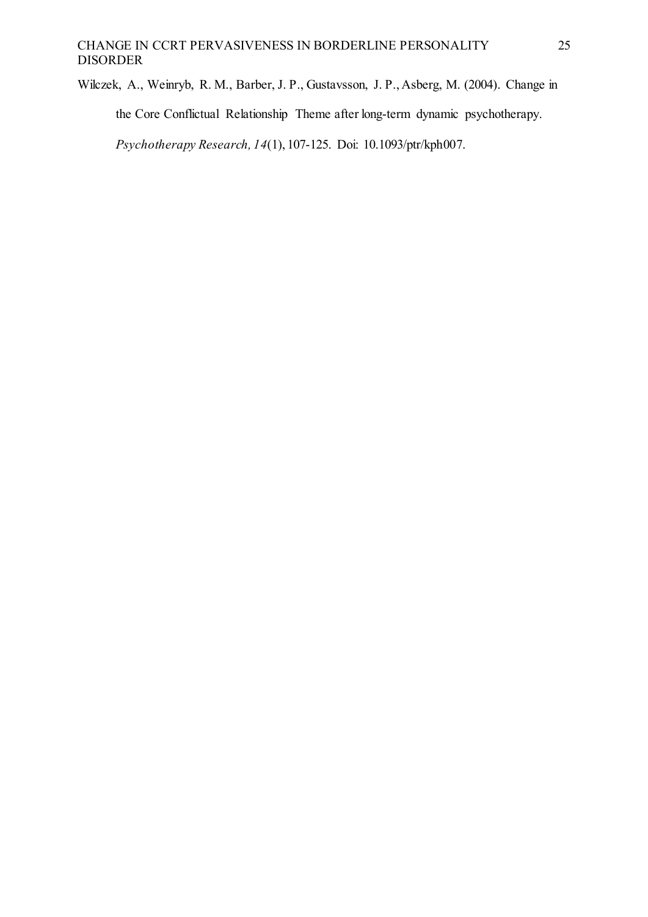Wilczek, A., Weinryb, R. M., Barber, J. P., Gustavsson, J. P., Asberg, M. (2004). Change in the Core Conflictual Relationship Theme after long-term dynamic psychotherapy. *Psychotherapy Research, 14*(1), 107-125. Doi: 10.1093/ptr/kph007.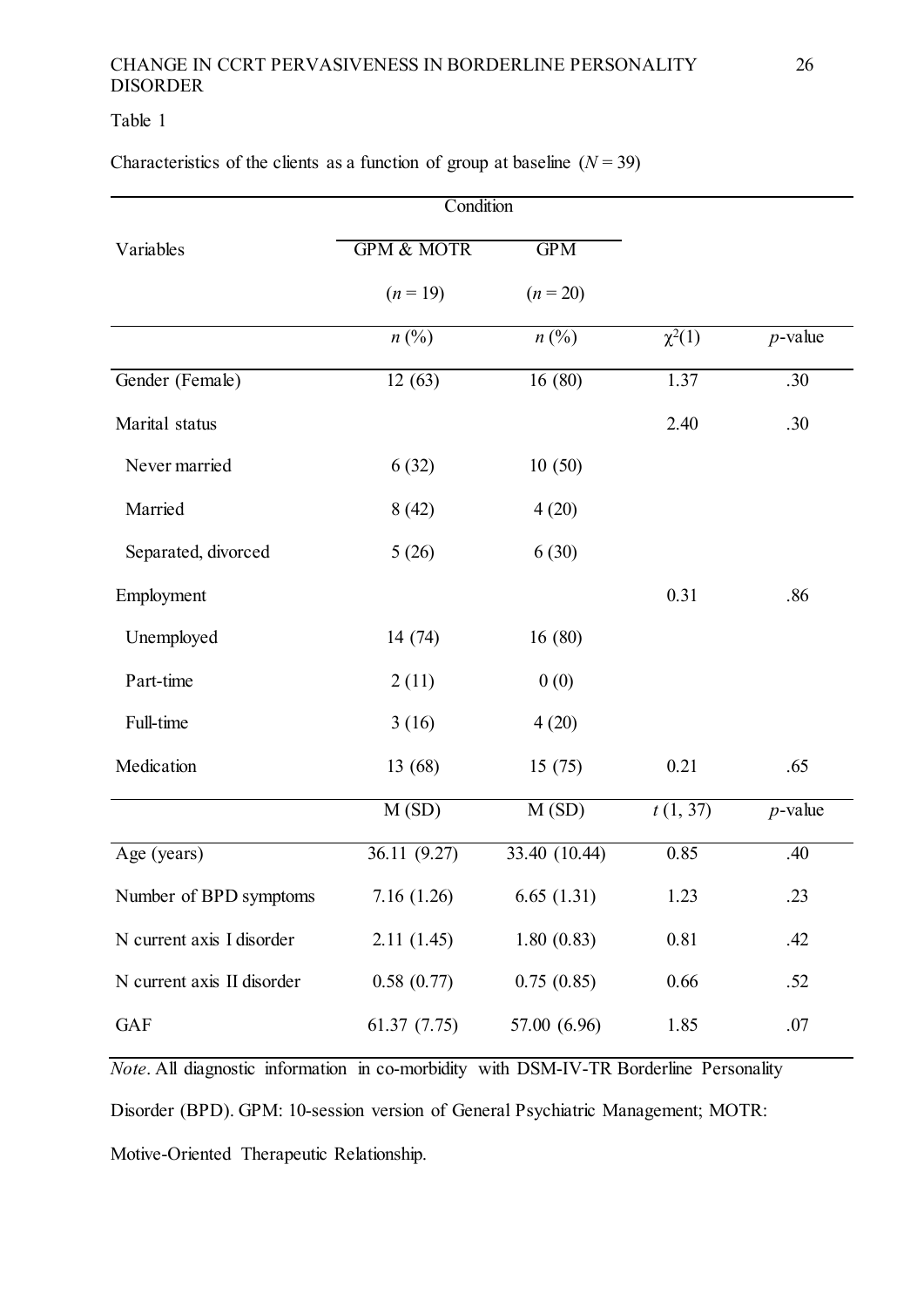Table 1

Characteristics of the clients as a function of group at baseline ($N = 39$)

| | Condition | | | |
|---|---|---|---|---|
| Variables | GPM & MOTR ($n = 19$) | GPM ($n = 20$) | | |
| | $n$ (%) | $n$ (%) | $\chi^2(1)$ | $p$-value |
| Gender (Female) | 12 (63) | 16 (80) | 1.37 | .30 |
| Marital status | | | 2.40 | .30 |
| Never married | 6 (32) | 10 (50) | | |
| Married | 8 (42) | 4 (20) | | |
| Separated, divorced | 5 (26) | 6 (30) | | |
| Employment | | | 0.31 | .86 |
| Unemployed | 14 (74) | 16 (80) | | |
| Part-time | 2 (11) | 0 (0) | | |
| Full-time | 3 (16) | 4 (20) | | |
| Medication | 13 (68) | 15 (75) | 0.21 | .65 |
| | M (SD) | M (SD) | $t$ (1, 37) | $p$-value |
| Age (years) | 36.11 (9.27) | 33.40 (10.44) | 0.85 | .40 |
| Number of BPD symptoms | 7.16 (1.26) | 6.65 (1.31) | 1.23 | .23 |
| N current axis I disorder | 2.11 (1.45) | 1.80 (0.83) | 0.81 | .42 |
| N current axis II disorder | 0.58 (0.77) | 0.75 (0.85) | 0.66 | .52 |
| GAF | 61.37 (7.75) | 57.00 (6.96) | 1.85 | .07 |

*Note*. All diagnostic information in co-morbidity with DSM-IV-TR Borderline Personality Disorder (BPD). GPM: 10-session version of General Psychiatric Management; MOTR: Motive-Oriented Therapeutic Relationship.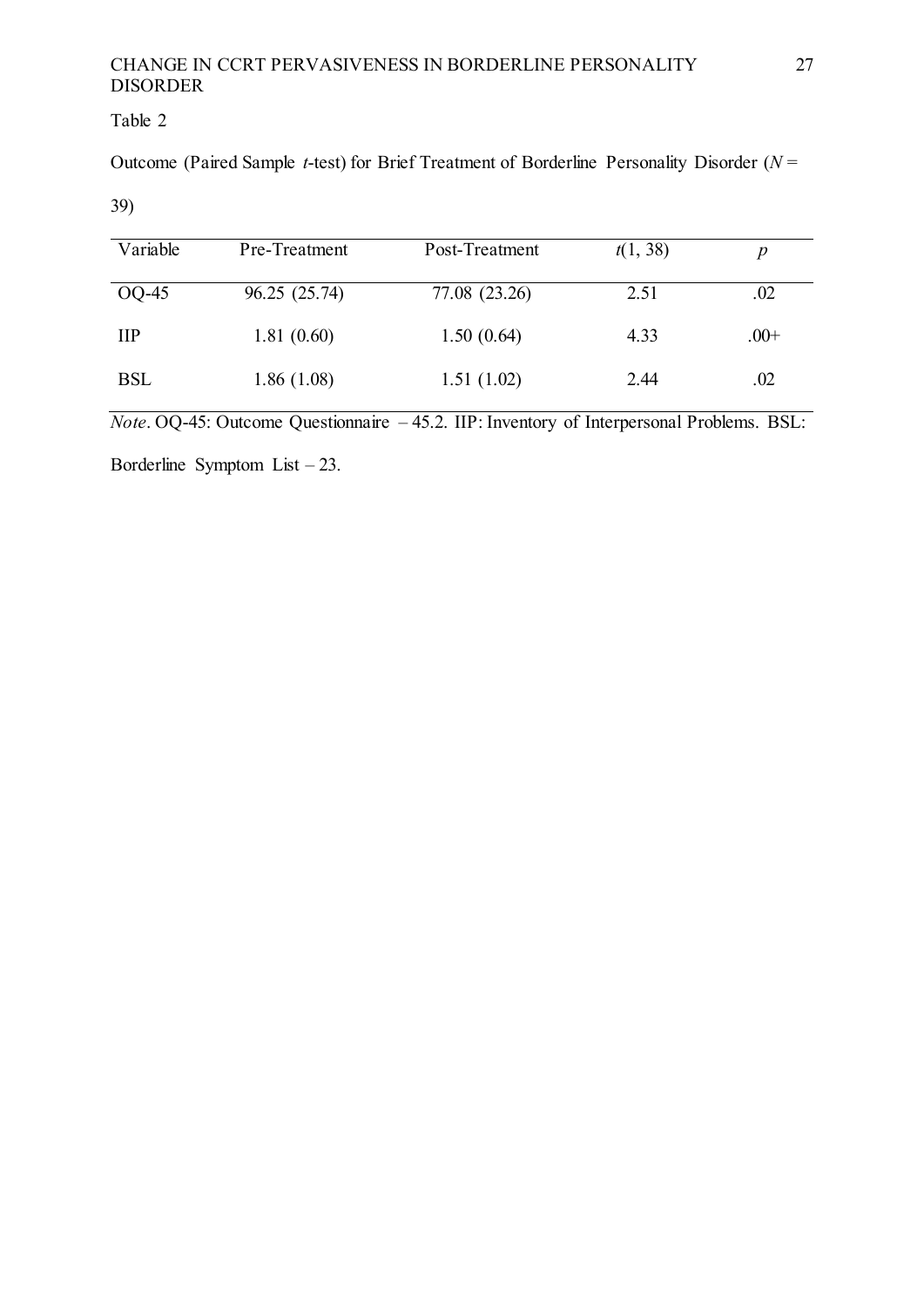Table 2

Outcome (Paired Sample *t*-test) for Brief Treatment of Borderline Personality Disorder ($N$ = 39)

| Variable | Pre-Treatment | Post-Treatment | $t(1, 38)$ | $p$ |
|---|---|---|---|---|
| OQ-45 | 96.25 (25.74) | 77.08 (23.26) | 2.51 | .02 |
| IIP | 1.81 (0.60) | 1.50 (0.64) | 4.33 | .00+ |
| BSL | 1.86 (1.08) | 1.51 (1.02) | 2.44 | .02 |

*Note*. OQ-45: Outcome Questionnaire – 45.2. IIP: Inventory of Interpersonal Problems. BSL: Borderline Symptom List – 23.